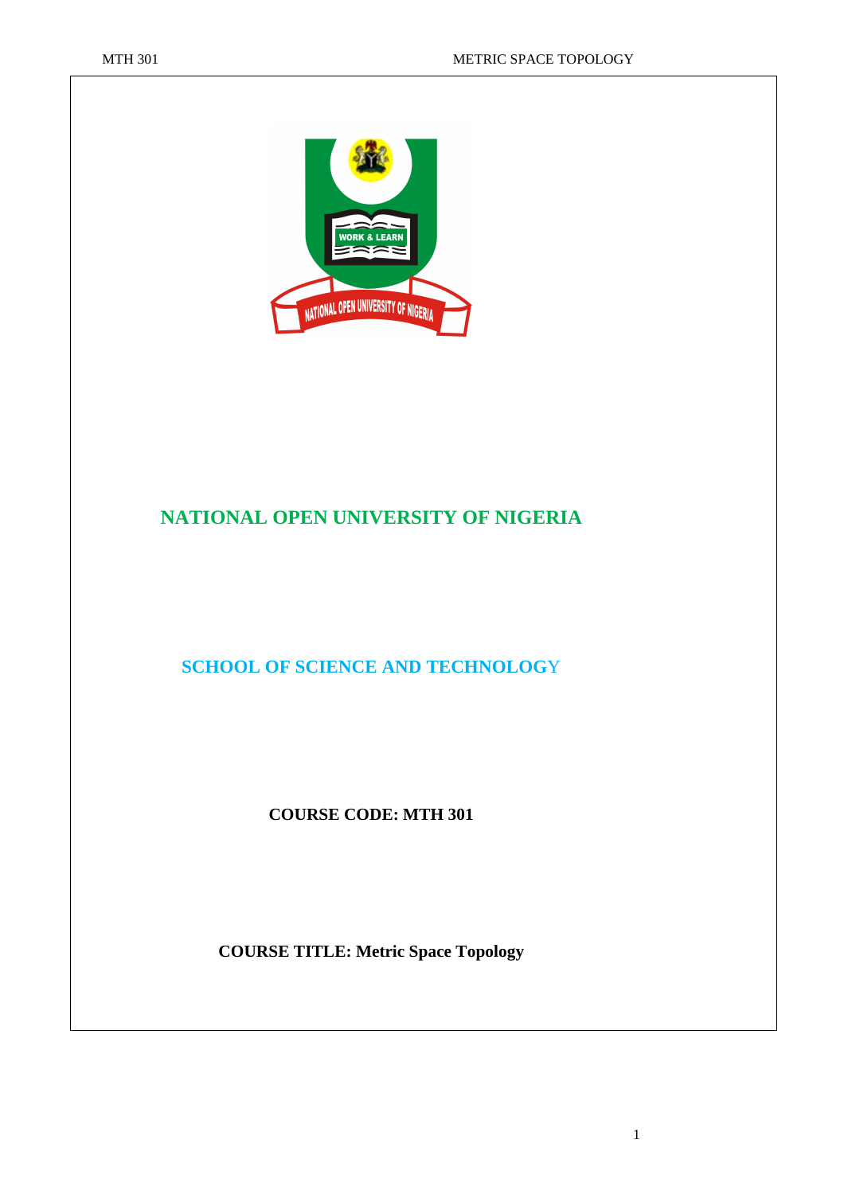# NATIONAL OPEN UNIVERSITY OF NIGERIA

## SCHOOL OF SCIENCE AND TECHNOLOGY

**COURSE CODE: MTH 301**

**COURSE TITLE: Metric Space Topology**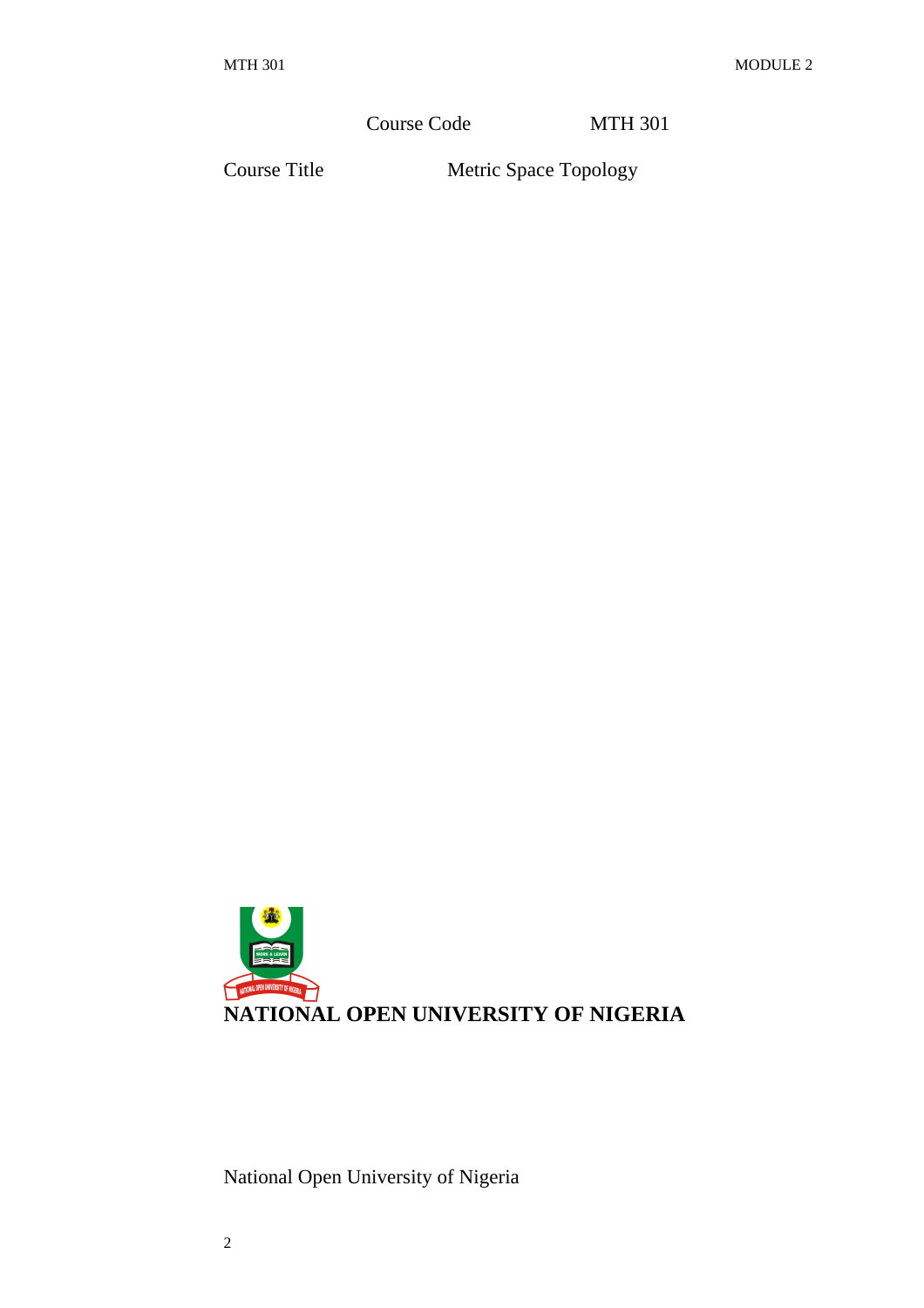Course Code MTH 301

Course Title Metric Space Topology

**NATIONAL OPEN UNIVERSITY OF NIGERIA**

National Open University of Nigeria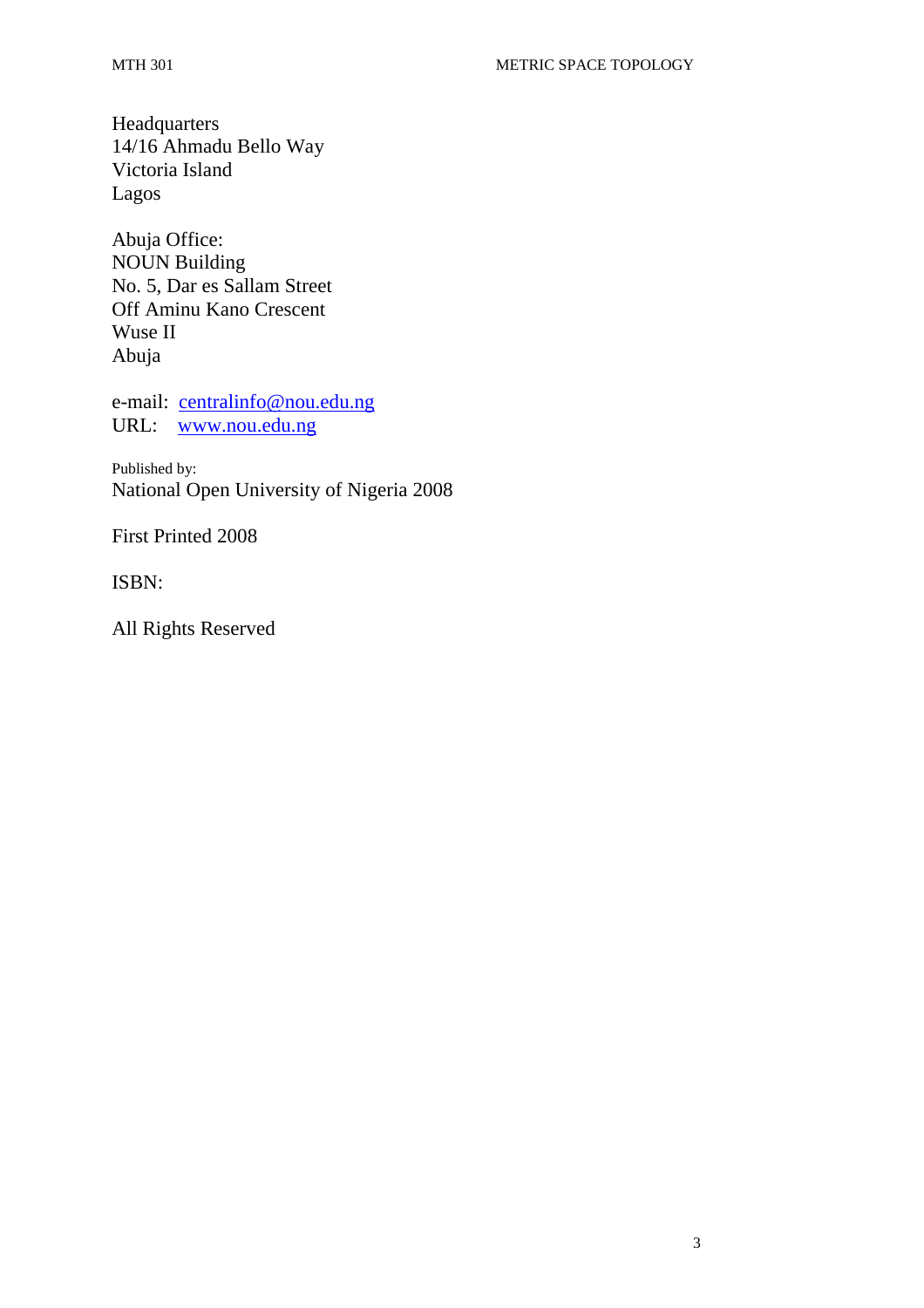Headquarters
14/16 Ahmadu Bello Way
Victoria Island
Lagos

Abuja Office:
NOUN Building
No. 5, Dar es Sallam Street
Off Aminu Kano Crescent
Wuse II
Abuja

e-mail: centralinfo@nou.edu.ng
URL: www.nou.edu.ng

Published by:
National Open University of Nigeria 2008

First Printed 2008

ISBN:

All Rights Reserved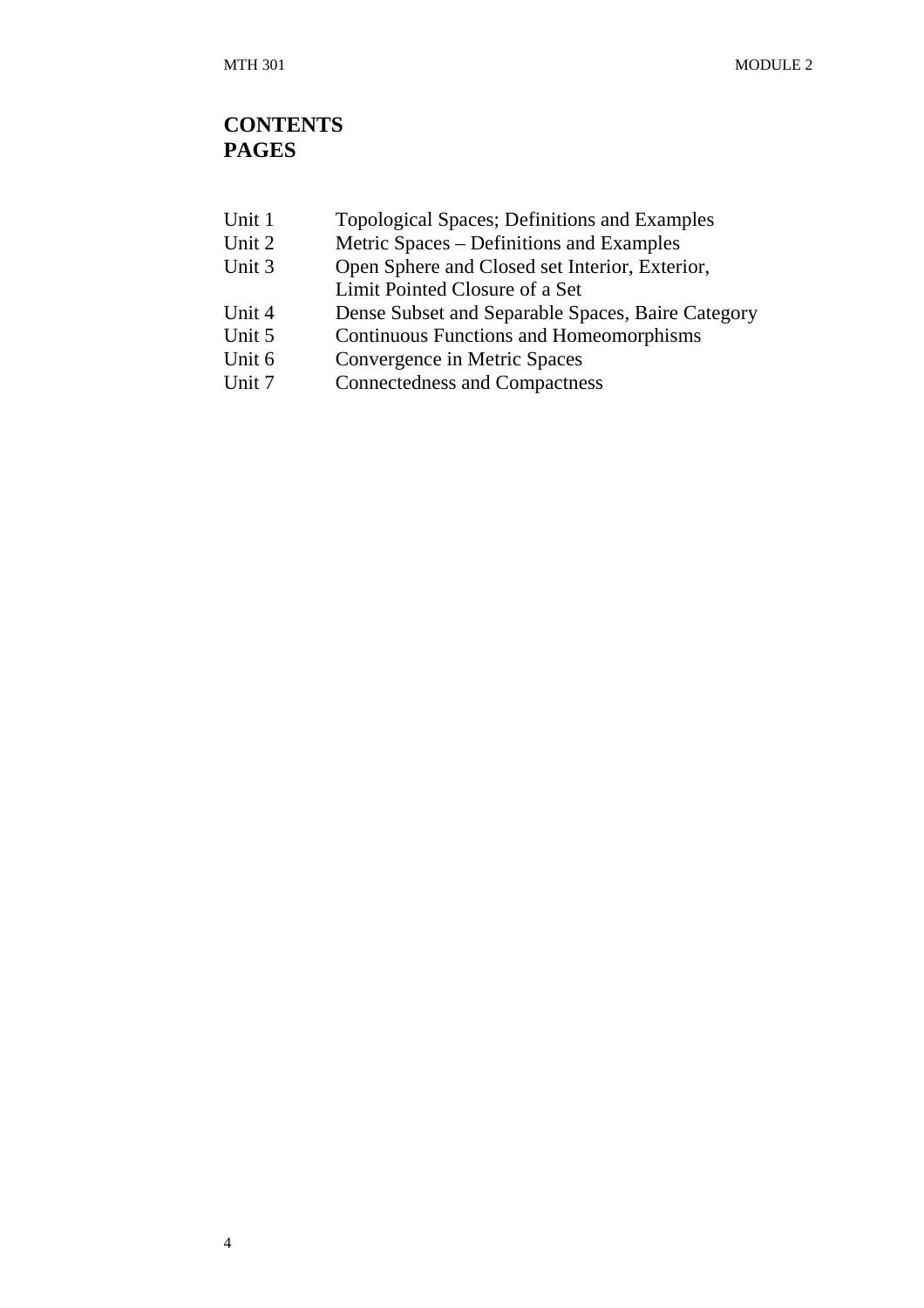## CONTENTS
## PAGES

| | |
|---|---|
| Unit 1 | Topological Spaces; Definitions and Examples |
| Unit 2 | Metric Spaces – Definitions and Examples |
| Unit 3 | Open Sphere and Closed set Interior, Exterior, Limit Pointed Closure of a Set |
| Unit 4 | Dense Subset and Separable Spaces, Baire Category |
| Unit 5 | Continuous Functions and Homeomorphisms |
| Unit 6 | Convergence in Metric Spaces |
| Unit 7 | Connectedness and Compactness |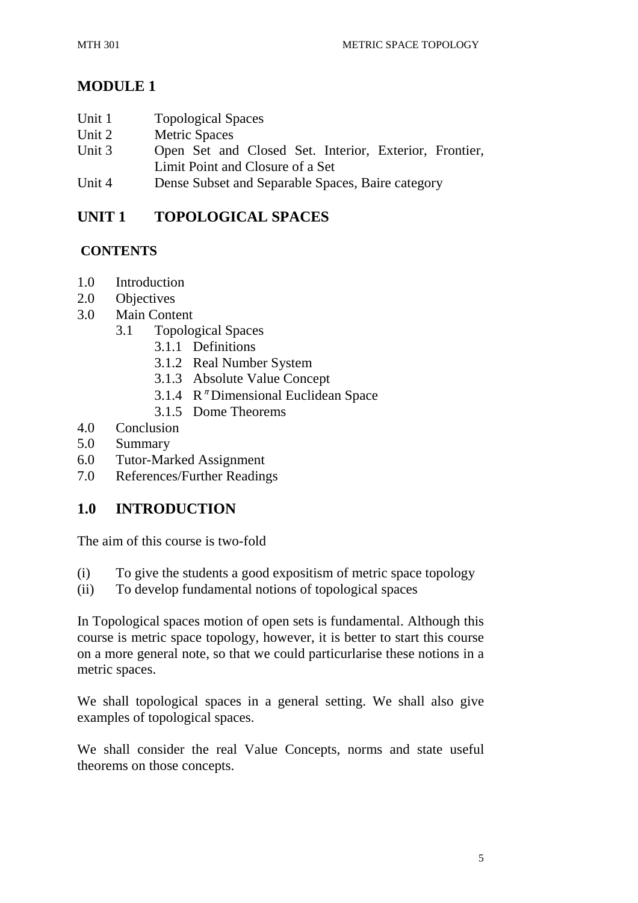# MODULE 1

| | |
|---|---|
| Unit 1 | Topological Spaces |
| Unit 2 | Metric Spaces |
| Unit 3 | Open Set and Closed Set. Interior, Exterior, Frontier, Limit Point and Closure of a Set |
| Unit 4 | Dense Subset and Separable Spaces, Baire category |

## UNIT 1 TOPOLOGICAL SPACES

### CONTENTS

- 1.0 Introduction
- 2.0 Objectives
- 3.0 Main Content
  - 3.1 Topological Spaces
    - 3.1.1 Definitions
    - 3.1.2 Real Number System
    - 3.1.3 Absolute Value Concept
    - 3.1.4 $R^n$ Dimensional Euclidean Space
    - 3.1.5 Dome Theorems
- 4.0 Conclusion
- 5.0 Summary
- 6.0 Tutor-Marked Assignment
- 7.0 References/Further Readings

## 1.0 INTRODUCTION

The aim of this course is two-fold

(i) To give the students a good expositism of metric space topology
(ii) To develop fundamental notions of topological spaces

In Topological spaces motion of open sets is fundamental. Although this course is metric space topology, however, it is better to start this course on a more general note, so that we could particurlarise these notions in a metric spaces.

We shall topological spaces in a general setting. We shall also give examples of topological spaces.

We shall consider the real Value Concepts, norms and state useful theorems on those concepts.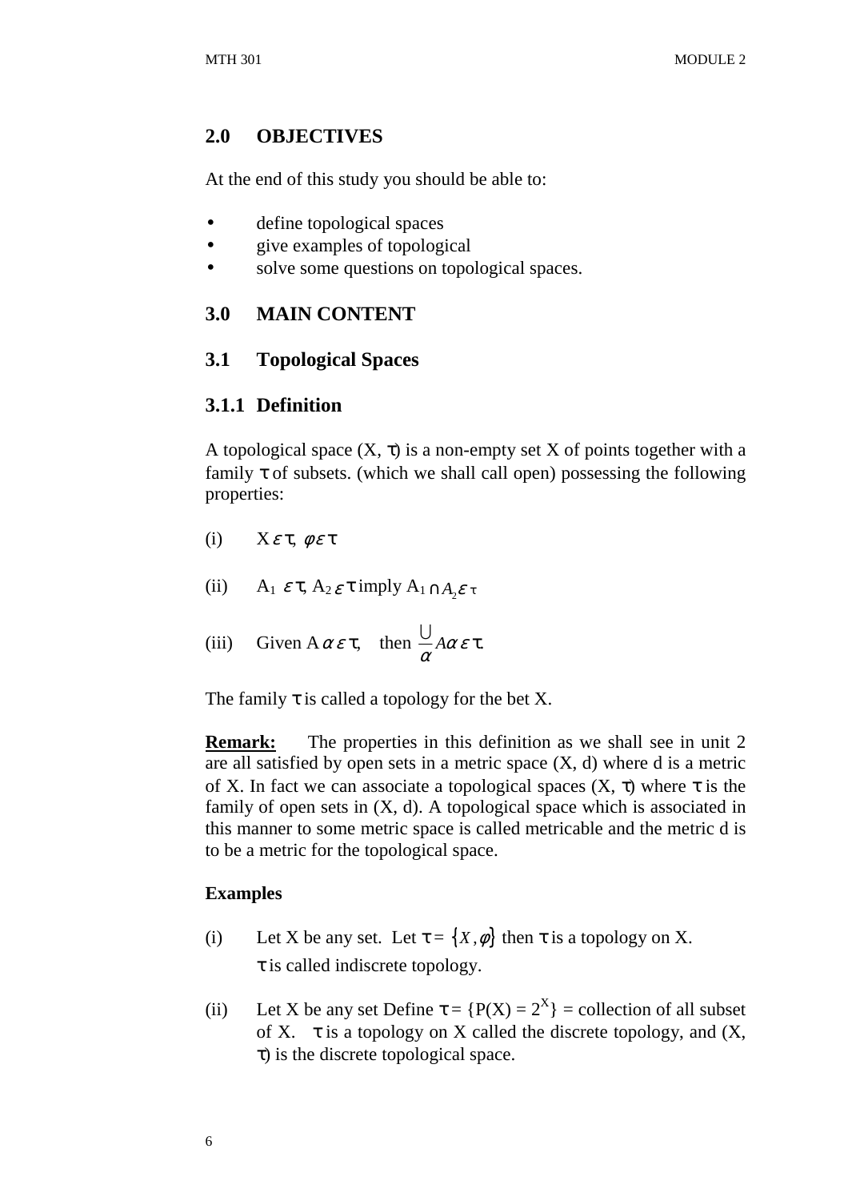## 2.0 OBJECTIVES

At the end of this study you should be able to:

- define topological spaces
- give examples of topological
- solve some questions on topological spaces.

## 3.0 MAIN CONTENT

### 3.1 Topological Spaces

#### 3.1.1 Definition

A topological space (X, $\tau$) is a non-empty set X of points together with a family $\tau$ of subsets. (which we shall call open) possessing the following properties:

(i) $X \varepsilon \tau$, $\varphi \varepsilon \tau$

(ii) $A_1 \ \varepsilon \tau$, $A_2 \varepsilon \tau$ imply $A_1 \cap A_2 \varepsilon \tau$

(iii) Given $A\alpha \varepsilon \tau$, then $\frac{\cup}{\alpha} A\alpha \varepsilon \tau$.

The family $\tau$ is called a topology for the bet X.

**Remark:** The properties in this definition as we shall see in unit 2 are all satisfied by open sets in a metric space (X, d) where d is a metric of X. In fact we can associate a topological spaces (X, $\tau$) where $\tau$ is the family of open sets in (X, d). A topological space which is associated in this manner to some metric space is called metricable and the metric d is to be a metric for the topological space.

**Examples**

(i) Let X be any set. Let $\tau = \{X, \phi\}$ then $\tau$ is a topology on X. $\tau$ is called indiscrete topology.

(ii) Let X be any set Define $\tau = \{P(X) = 2^X\}$ = collection of all subset of X. $\tau$ is a topology on X called the discrete topology, and (X, $\tau$) is the discrete topological space.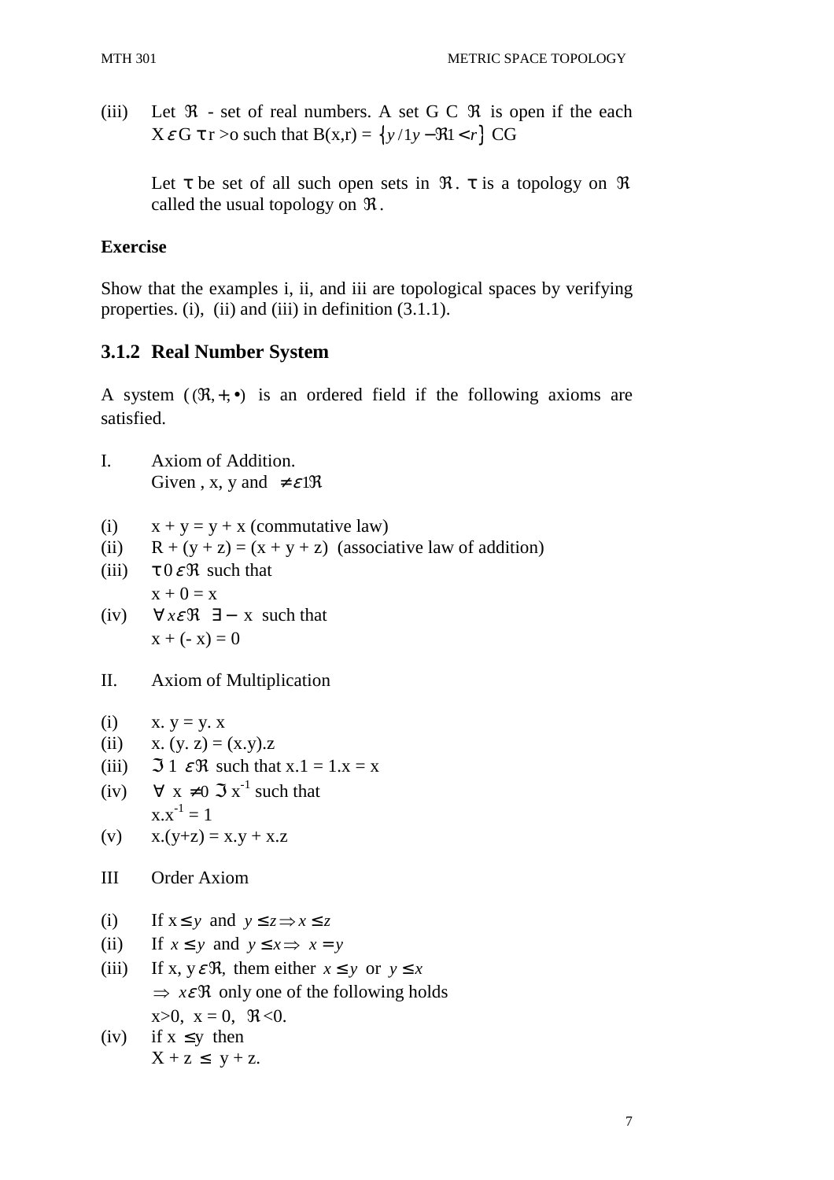(iii) Let $\Re$ - set of real numbers. A set G C $\Re$ is open if the each X $\varepsilon$ G $\tau$ r >o such that B(x,r) = $\{y/1y - \Re 1 < r\}$ CG

Let $\tau$ be set of all such open sets in $\Re$. $\tau$ is a topology on $\Re$ called the usual topology on $\Re$.

**Exercise**

Show that the examples i, ii, and iii are topological spaces by verifying properties. (i), (ii) and (iii) in definition (3.1.1).

### 3.1.2 Real Number System

A system $((\Re, +, \bullet)$ is an ordered field if the following axioms are satisfied.

I. Axiom of Addition.
Given , x, y and $\neq \varepsilon 1 \Re$

(i) x + y = y + x (commutative law)
(ii) R + (y + z) = (x + y + z) (associative law of addition)
(iii) $\tau 0 \varepsilon \Re$ such that
x + 0 = x
(iv) $\forall x \varepsilon \Re \ \exists -$ x such that
x + (- x) = 0

II. Axiom of Multiplication

(i) x. y = y. x
(ii) x. (y. z) = (x.y).z
(iii) $\Im$ 1 $\varepsilon \Re$ such that x.1 = 1.x = x
(iv) $\forall$ x $\neq 0$ $\Im$ $x^{-1}$ such that
$x.x^{-1} = 1$
(v) x.(y+z) = x.y + x.z

III Order Axiom

(i) If $x \leq y$ and $y \leq z \Rightarrow x \leq z$
(ii) If $x \leq y$ and $y \leq x \Rightarrow x = y$
(iii) If x, y $\varepsilon \Re$, them either $x \leq y$ or $y \leq x$
$\Rightarrow x \varepsilon \Re$ only one of the following holds
x>0, x = 0, $\Re$<0.
(iv) if x $\leq$y then
X + z $\leq$ y + z.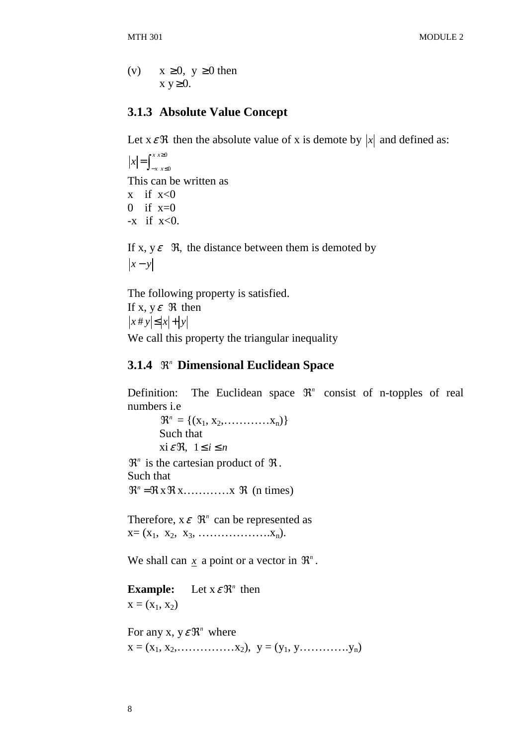(v) $x \geq 0$, $y \geq 0$ then
$x\,y \geq 0$.

### 3.1.3 Absolute Value Concept

Let $x \varepsilon \Re$ then the absolute value of x is demote by $|x|$ and defined as:

$$|x| = \int_{-x \;\; x \leq 0}^{x \;\; x \geq 0}$$

This can be written as

x if x<0
0 if x=0
-x if x<0.

If x, y $\varepsilon$ $\Re$, the distance between them is demoted by
$|x - y|$

The following property is satisfied.
If x, y $\varepsilon$ $\Re$ then
$|x \# y| \leq |x| + |y|$
We call this property the triangular inequality

### 3.1.4 $\Re^n$ Dimensional Euclidean Space

Definition: The Euclidean space $\Re^n$ consist of n-topples of real numbers i.e

$\Re^n$ = {($x_1$, $x_2$,…………$x_n$)}
Such that
xi $\varepsilon \Re$, $1 \leq i \leq n$

$\Re^n$ is the cartesian product of $\Re$.
Such that
$\Re^n = \Re \text{ x } \Re \text{ x}$…………x $\Re$ (n times)

Therefore, x $\varepsilon$ $\Re^n$ can be represented as
x= ($x_1$, $x_2$, $x_3$, ……………….$x_n$).

We shall can $\underline{x}$ a point or a vector in $\Re^n$.

**Example:** Let $x \varepsilon \Re^n$ then
x = ($x_1$, $x_2$)

For any x, y $\varepsilon \Re^n$ where
x = ($x_1$, $x_2$,……………$x_2$), y = ($y_1$, y………….$y_n$)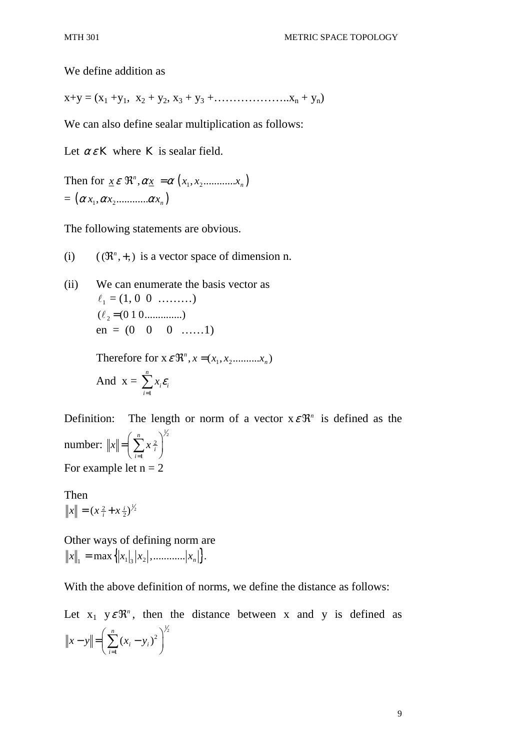We define addition as

$x+y = (x_1 + y_1, \; x_2 + y_2, x_3 + y_3 + \ldots\ldots\ldots\ldots\ldots\ldots x_n + y_n)$

We can also define sealar multiplication as follows:

Let $\alpha \varepsilon K$ where $K$ is sealar field.

Then for $\underline{x} \,\varepsilon\, \Re^n, \alpha \underline{x} = \alpha \left(x_1, x_2 \ldots\ldots\ldots\ldots x_n\right)$
$= \left(\alpha x_1, \alpha x_2 \ldots\ldots\ldots\ldots \alpha x_n\right)$

The following statements are obvious.

(i) $((\Re^n, +,)$ is a vector space of dimension n.

(ii) We can enumerate the basis vector as
 $\ell_1 = (1, 0 \;\; 0 \;\; \ldots\ldots\ldots)$
 $(\ell_2 = (0 \; 1 \; 0 \ldots\ldots\ldots\ldots\ldots)$
 en = (0  0  0 ……1)

 Therefore for $x \,\varepsilon\, \Re^n, x = (x_1, x_2 \ldots\ldots\ldots\ldots x_n)$
 And $x = \sum_{i=1}^{n} x_i \varepsilon_i$

Definition: The length or norm of a vector $x \,\varepsilon\, \Re^n$ is defined as the number: $\|x\| = \left(\sum_{i=1}^{n} x_i^2\right)^{1/2}$

For example let n = 2

Then
$\|x\| = (x_i^2 + x_2^i)^{1/2}$

Other ways of defining norm are
$\|x\|_1 = \max\left\{|x_1|_3 |x_2|, \ldots\ldots\ldots\ldots |x_n|\right\}$.

With the above definition of norms, we define the distance as follows:

Let $x_1$ $y \,\varepsilon\, \Re^n$, then the distance between x and y is defined as $\|x - y\| = \left(\sum_{i=1}^{n} (x_i - y_i)^2\right)^{1/2}$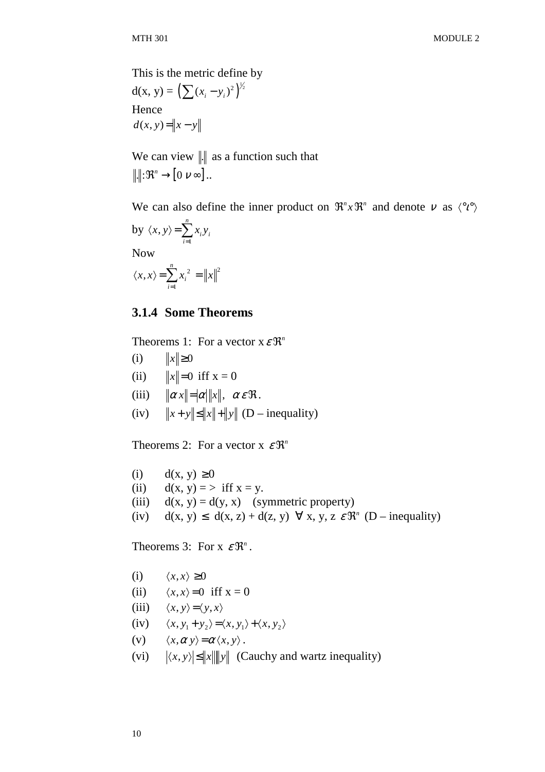This is the metric define by

$d(x, y) = \left(\sum (x_i - y_i)^2\right)^{1/2}$

Hence

$d(x, y) = \|x - y\|$

We can view $\|.\|$ as a function such that

$\|.\|: \Re^n \rightarrow [0\ \nu\ \infty]$..

We can also define the inner product on $\Re^n x \Re^n$ and denote $\nu$ as $\langle °\iota° \rangle$ by $\langle x, y\rangle = \sum_{i=1}^{n} x_i y_i$

Now

$\langle x, x\rangle = \sum_{i=1}^{n} x_i^{\,2} = \|x\|^2$

### 3.1.4 Some Theorems

Theorems 1: For a vector x $\varepsilon \Re^n$

(i) $\|x\| \geq 0$

(ii) $\|x\| = 0$ iff x = 0

(iii) $\|\alpha x\| = |\alpha| \|x\|, \ \alpha \varepsilon \Re$.

(iv) $\|x + y\| \leq \|x\| + \|y\|$ (D – inequality)

Theorems 2: For a vector x $\varepsilon \Re^n$

(i) d(x, y) $\geq 0$

(ii) d(x, y) = > iff x = y.

(iii) d(x, y) = d(y, x) (symmetric property)

(iv) d(x, y) $\leq$ d(x, z) + d(z, y) $\forall$ x, y, z $\varepsilon \Re^n$ (D – inequality)

Theorems 3: For x $\varepsilon \Re^n$.

(i) $\langle x, x\rangle \geq 0$

(ii) $\langle x, x\rangle = 0$ iff x = 0

(iii) $\langle x, y\rangle = \langle y, x\rangle$

(iv) $\langle x, y_1 + y_2\rangle = \langle x, y_1\rangle + \langle x, y_2\rangle$

(v) $\langle x, \alpha y\rangle = \alpha \langle x, y\rangle$.

(vi) $|\langle x, y\rangle| \leq \|x\| \|y\|$ (Cauchy and wartz inequality)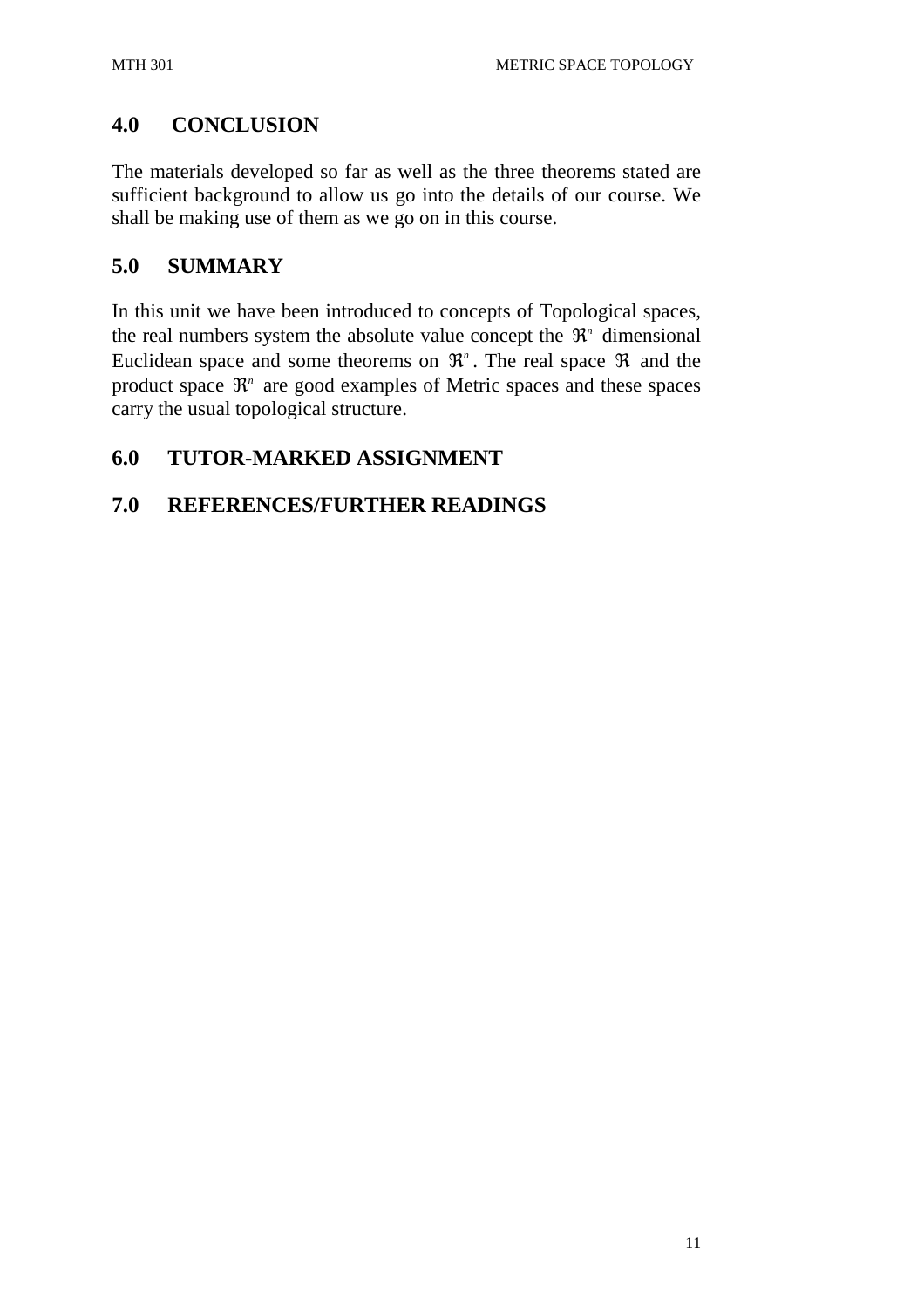## 4.0 CONCLUSION

The materials developed so far as well as the three theorems stated are sufficient background to allow us go into the details of our course. We shall be making use of them as we go on in this course.

## 5.0 SUMMARY

In this unit we have been introduced to concepts of Topological spaces, the real numbers system the absolute value concept the $\Re^n$ dimensional Euclidean space and some theorems on $\Re^n$. The real space $\Re$ and the product space $\Re^n$ are good examples of Metric spaces and these spaces carry the usual topological structure.

## 6.0 TUTOR-MARKED ASSIGNMENT

## 7.0 REFERENCES/FURTHER READINGS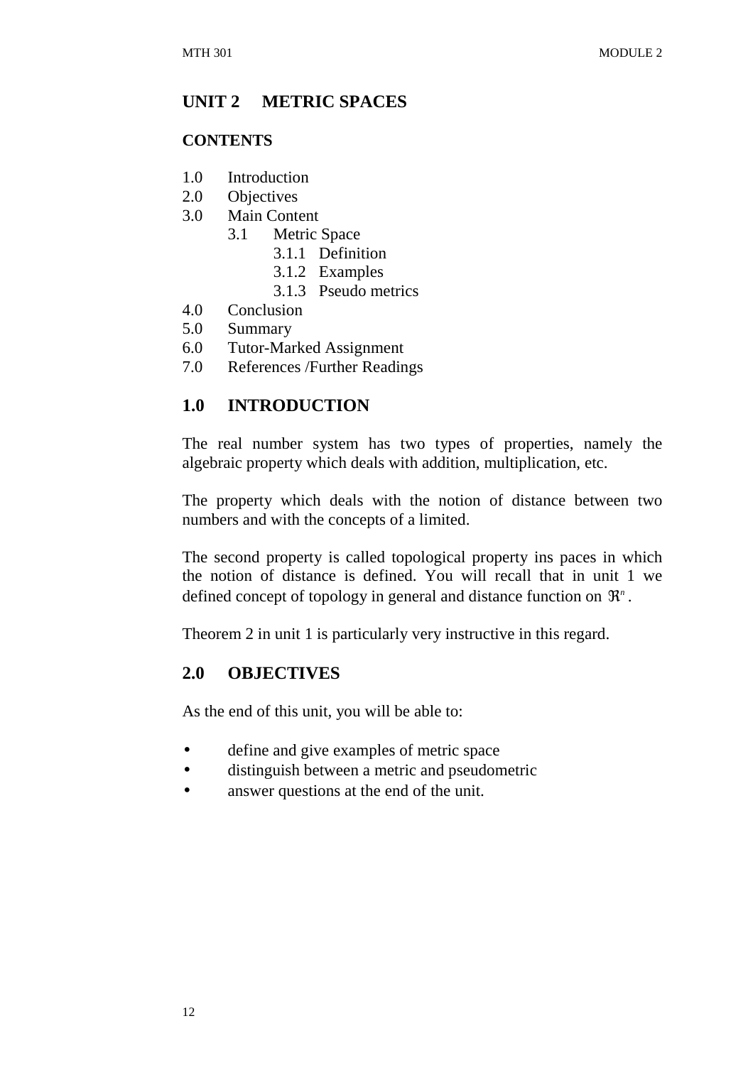## UNIT 2 METRIC SPACES

### CONTENTS

1.0 Introduction
2.0 Objectives
3.0 Main Content
   3.1 Metric Space
      3.1.1 Definition
      3.1.2 Examples
      3.1.3 Pseudo metrics
4.0 Conclusion
5.0 Summary
6.0 Tutor-Marked Assignment
7.0 References /Further Readings

### 1.0 INTRODUCTION

The real number system has two types of properties, namely the algebraic property which deals with addition, multiplication, etc.

The property which deals with the notion of distance between two numbers and with the concepts of a limited.

The second property is called topological property ins paces in which the notion of distance is defined. You will recall that in unit 1 we defined concept of topology in general and distance function on $\Re^n$.

Theorem 2 in unit 1 is particularly very instructive in this regard.

### 2.0 OBJECTIVES

As the end of this unit, you will be able to:

- define and give examples of metric space
- distinguish between a metric and pseudometric
- answer questions at the end of the unit.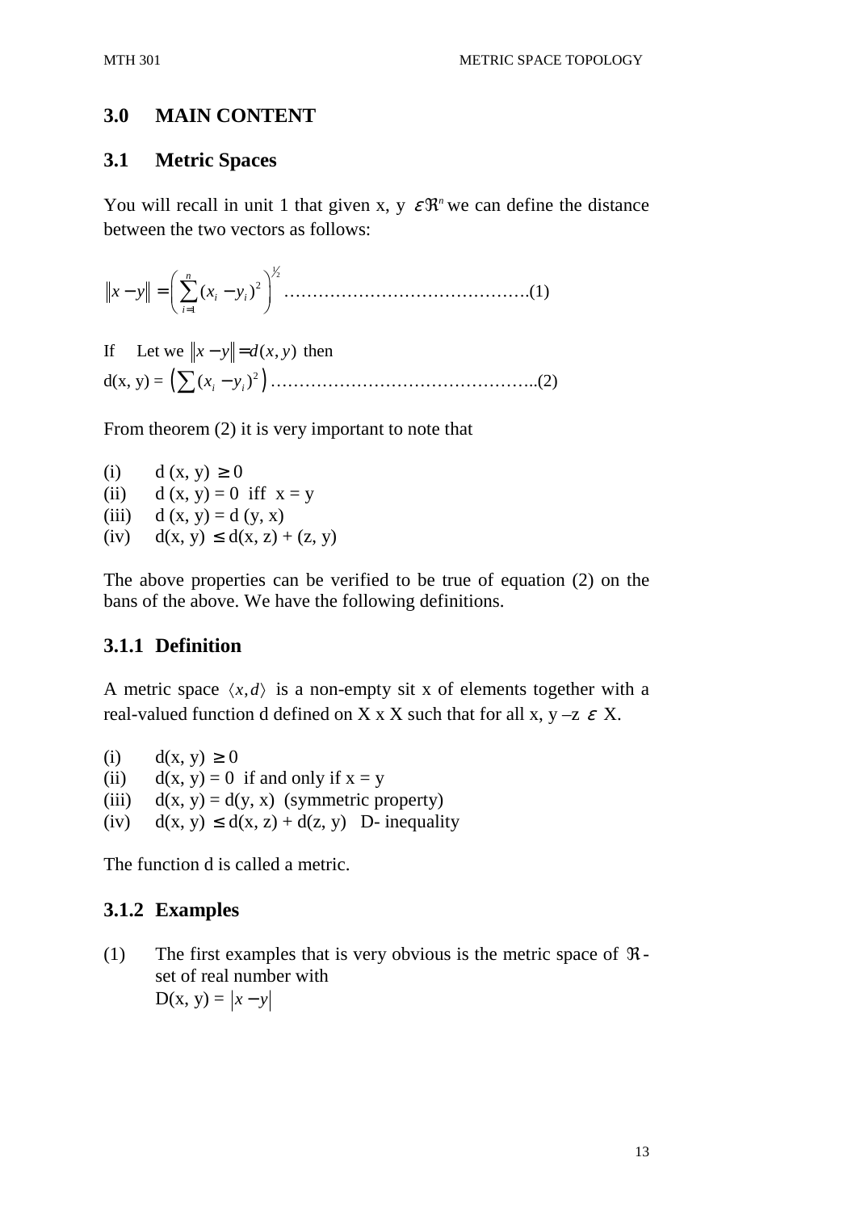## 3.0 MAIN CONTENT

### 3.1 Metric Spaces

You will recall in unit 1 that given x, y $\varepsilon \Re^n$ we can define the distance between the two vectors as follows:

$$\|x - y\| = \left( \sum_{i=1}^{n} (x_i - y_i)^2 \right)^{1/2} \text{……………………………………….(1)}$$

If Let we $\|x - y\| = d(x, y)$ then

d(x, y) = $\left( \sum (x_i - y_i)^2 \right)$ ………………………………………..(2)

From theorem (2) it is very important to note that

(i) d (x, y) $\geq$ 0
(ii) d (x, y) = 0 iff x = y
(iii) d (x, y) = d (y, x)
(iv) d(x, y) $\leq$ d(x, z) + (z, y)

The above properties can be verified to be true of equation (2) on the bans of the above. We have the following definitions.

#### 3.1.1 Definition

A metric space $\langle x, d \rangle$ is a non-empty sit x of elements together with a real-valued function d defined on X x X such that for all x, y –z $\varepsilon$ X.

(i) d(x, y) $\geq$ 0
(ii) d(x, y) = 0 if and only if x = y
(iii) d(x, y) = d(y, x) (symmetric property)
(iv) d(x, y) $\leq$ d(x, z) + d(z, y) D- inequality

The function d is called a metric.

#### 3.1.2 Examples

(1) The first examples that is very obvious is the metric space of $\Re$ - set of real number with
D(x, y) = $|x - y|$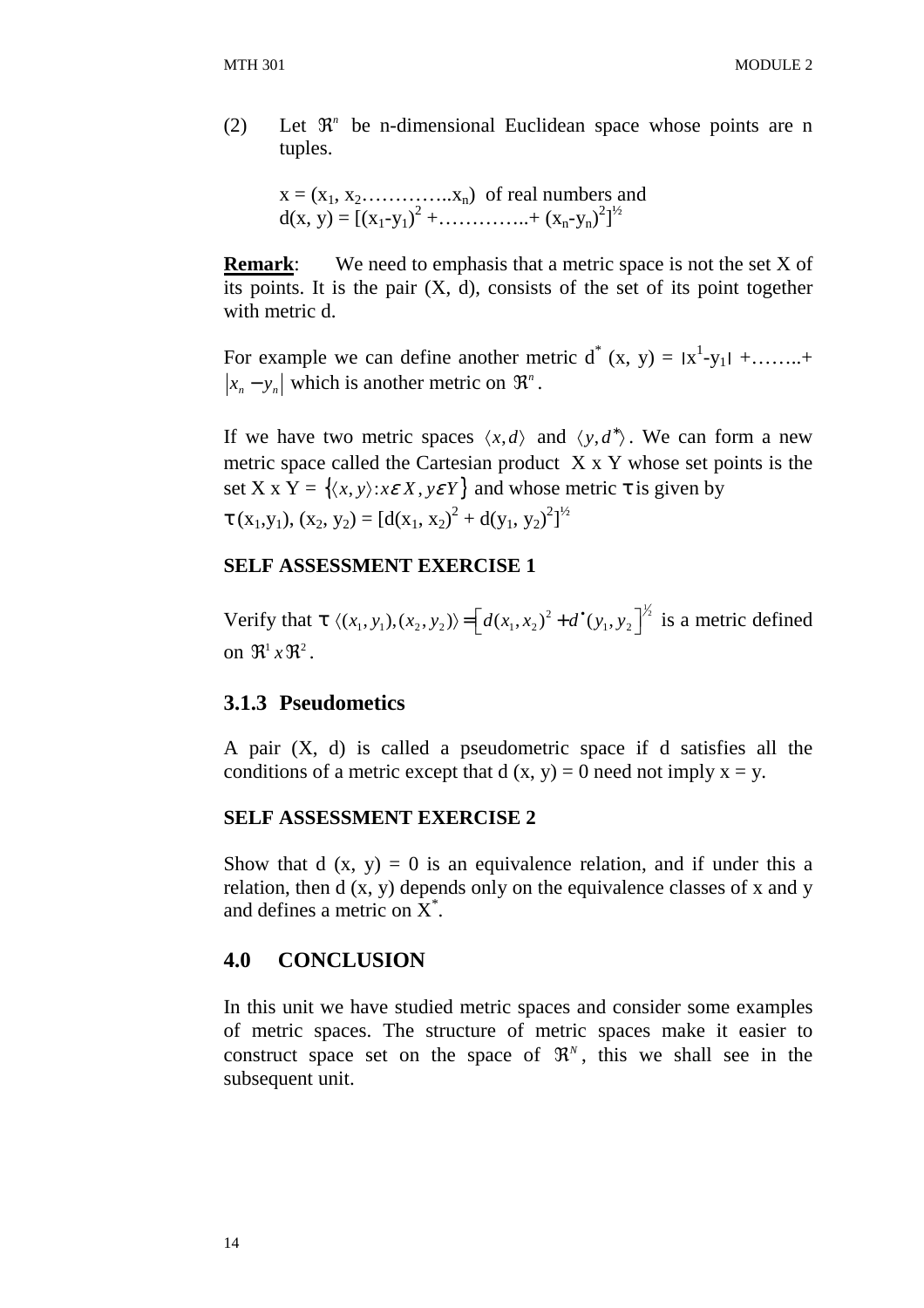(2) Let $\Re^n$ be n-dimensional Euclidean space whose points are n tuples.

$x = (x_1, x_2 \ldots\ldots\ldots\ldots x_n)$ of real numbers and
$d(x, y) = [(x_1-y_1)^2 + \ldots\ldots\ldots\ldots + (x_n-y_n)^2]^{½}$

**Remark**: We need to emphasis that a metric space is not the set X of its points. It is the pair (X, d), consists of the set of its point together with metric d.

For example we can define another metric $d^* (x, y) = |x^1-y_1| + \ldots\ldots + |x_n - y_n|$ which is another metric on $\Re^n$.

If we have two metric spaces $\langle x, d\rangle$ and $\langle y, d^*\rangle$. We can form a new metric space called the Cartesian product X x Y whose set points is the set X x Y = $\{\langle x, y\rangle : x \varepsilon X, y \varepsilon Y\}$ and whose metric τ is given by
$\tau (x_1,y_1), (x_2, y_2) = [d(x_1, x_2)^2 + d(y_1, y_2)^2]^{½}$

**SELF ASSESSMENT EXERCISE 1**

Verify that $\tau \langle (x_1, y_1), (x_2, y_2)\rangle = \left[ d(x_1, x_2)^2 + d^{\bullet}(y_1, y_2 \right]^{½}$ is a metric defined on $\Re^1 x \Re^2$.

### 3.1.3 Pseudometics

A pair (X, d) is called a pseudometric space if d satisfies all the conditions of a metric except that d (x, y) = 0 need not imply x = y.

**SELF ASSESSMENT EXERCISE 2**

Show that d (x, y) = 0 is an equivalence relation, and if under this a relation, then d (x, y) depends only on the equivalence classes of x and y and defines a metric on $X^*$.

## 4.0 CONCLUSION

In this unit we have studied metric spaces and consider some examples of metric spaces. The structure of metric spaces make it easier to construct space set on the space of $\Re^N$, this we shall see in the subsequent unit.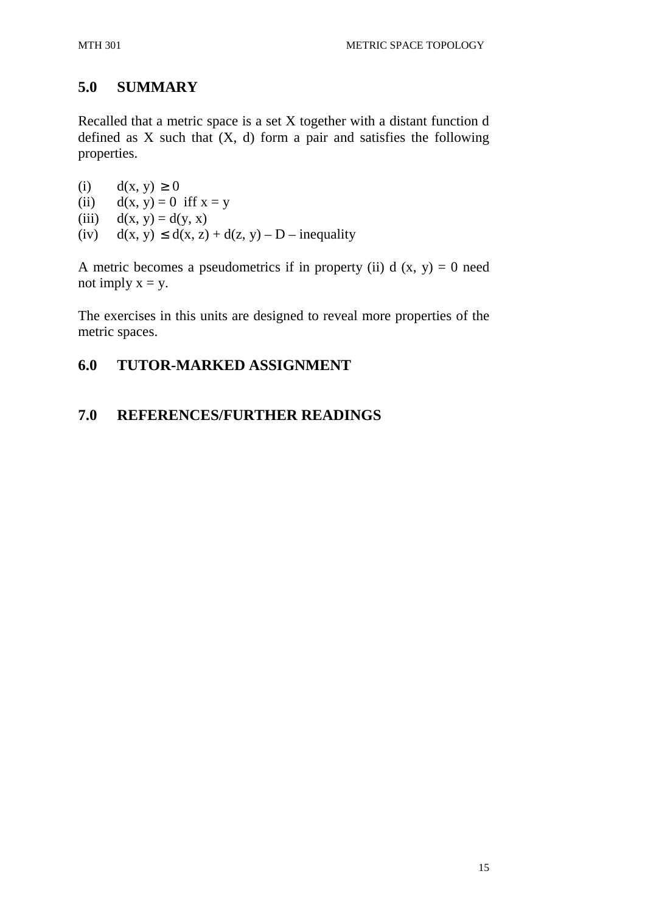## 5.0 SUMMARY

Recalled that a metric space is a set X together with a distant function d defined as X such that (X, d) form a pair and satisfies the following properties.

(i) $d(x, y) \geq 0$
(ii) $d(x, y) = 0$ iff $x = y$
(iii) $d(x, y) = d(y, x)$
(iv) $d(x, y) \leq d(x, z) + d(z, y)$ – D – inequality

A metric becomes a pseudometrics if in property (ii) $d(x, y) = 0$ need not imply $x = y$.

The exercises in this units are designed to reveal more properties of the metric spaces.

## 6.0 TUTOR-MARKED ASSIGNMENT

## 7.0 REFERENCES/FURTHER READINGS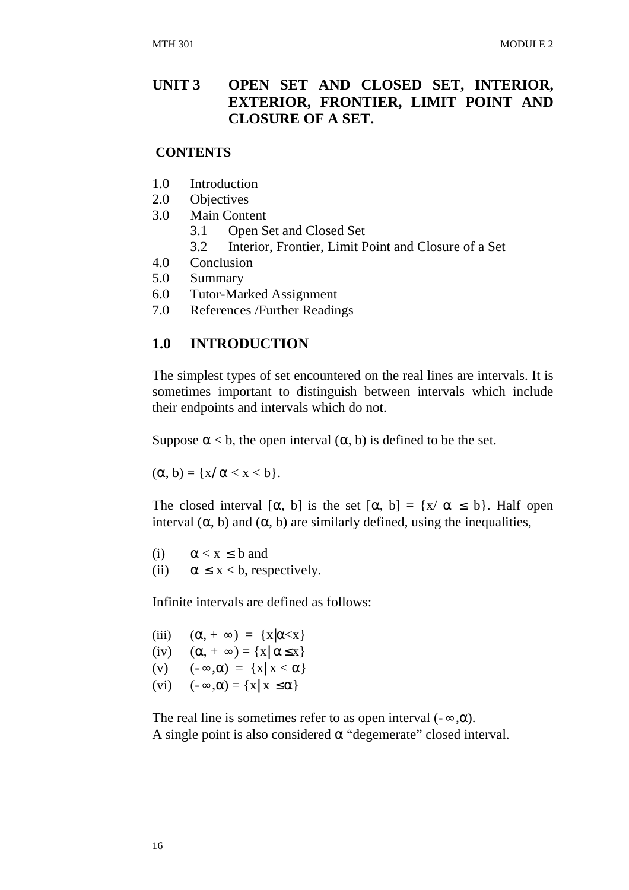# UNIT 3 OPEN SET AND CLOSED SET, INTERIOR, EXTERIOR, FRONTIER, LIMIT POINT AND CLOSURE OF A SET.

**CONTENTS**

- 1.0 Introduction
- 2.0 Objectives
- 3.0 Main Content
  - 3.1 Open Set and Closed Set
  - 3.2 Interior, Frontier, Limit Point and Closure of a Set
- 4.0 Conclusion
- 5.0 Summary
- 6.0 Tutor-Marked Assignment
- 7.0 References /Further Readings

## 1.0 INTRODUCTION

The simplest types of set encountered on the real lines are intervals. It is sometimes important to distinguish between intervals which include their endpoints and intervals which do not.

Suppose $\alpha < b$, the open interval $(\alpha, b)$ is defined to be the set.

$(\alpha, b) = \{x / \alpha < x < b\}$.

The closed interval $[\alpha, b]$ is the set $[\alpha, b] = \{x / \alpha \leq b\}$. Half open interval $(\alpha, b)$ and $(\alpha, b)$ are similarly defined, using the inequalities,

(i) $\alpha < x \leq b$ and

(ii) $\alpha \leq x < b$, respectively.

Infinite intervals are defined as follows:

(iii) $(\alpha, +\infty) = \{x|\alpha<x\}$

(iv) $(\alpha, +\infty) = \{x|\alpha \leq x\}$

(v) $(-\infty, \alpha) = \{x|x < \alpha\}$

(vi) $(-\infty, \alpha) = \{x|x \leq \alpha\}$

The real line is sometimes refer to as open interval $(-\infty, \alpha)$.
A single point is also considered $\alpha$ "degemerate" closed interval.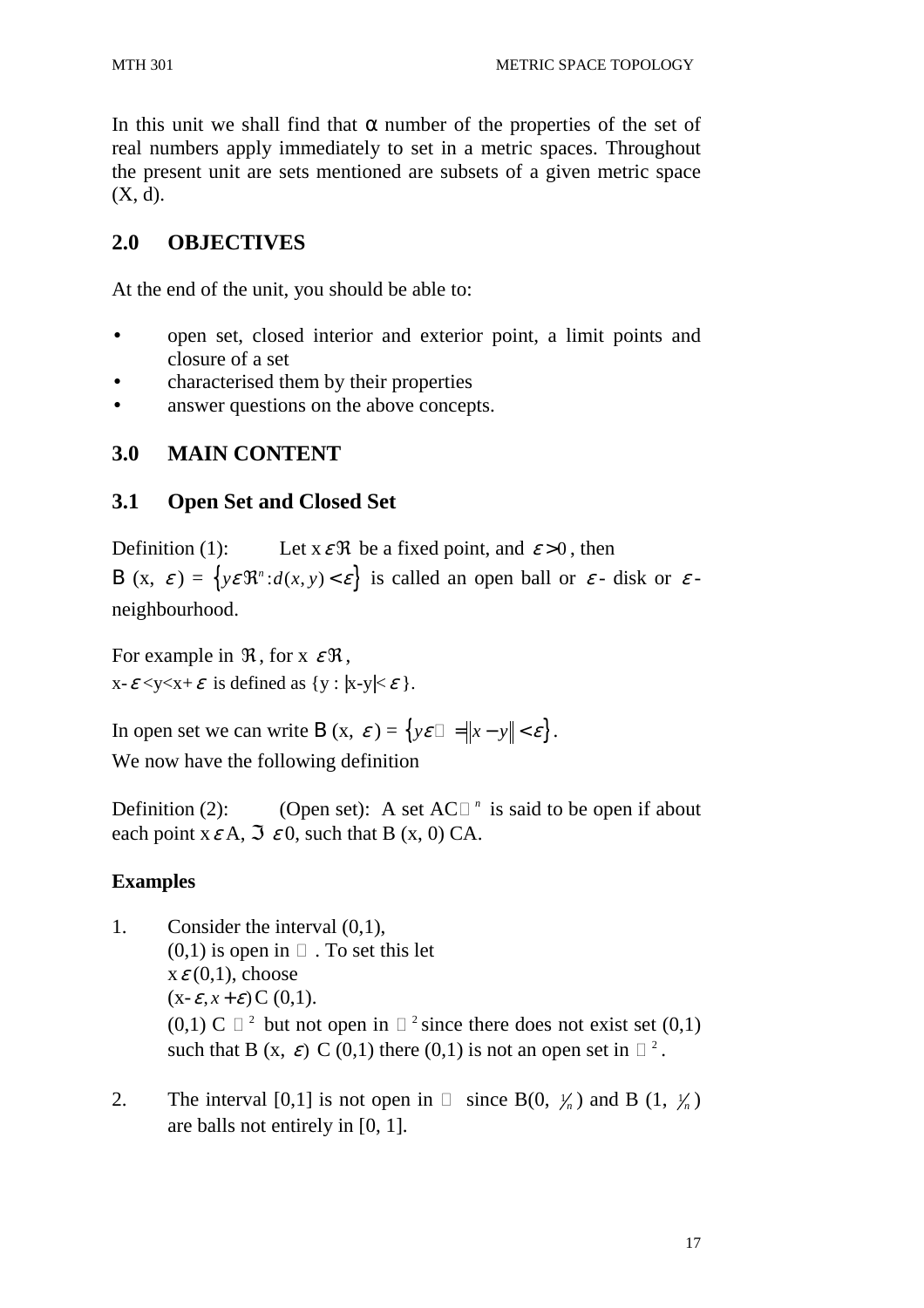In this unit we shall find that α number of the properties of the set of real numbers apply immediately to set in a metric spaces. Throughout the present unit are sets mentioned are subsets of a given metric space (X, d).

## 2.0 OBJECTIVES

At the end of the unit, you should be able to:

- open set, closed interior and exterior point, a limit points and closure of a set
- characterised them by their properties
- answer questions on the above concepts.

## 3.0 MAIN CONTENT

### 3.1 Open Set and Closed Set

Definition (1): Let $x \varepsilon \Re$ be a fixed point, and $\varepsilon > 0$, then $B(x, \varepsilon) = \{y \varepsilon \Re^n : d(x, y) < \varepsilon\}$ is called an open ball or $\varepsilon$- disk or $\varepsilon$- neighbourhood.

For example in $\Re$, for $x \ \varepsilon \Re$,
$x-\varepsilon<y<x+\varepsilon$ is defined as $\{y : |x-y| < \varepsilon\}$.

In open set we can write $B(x, \varepsilon) = \{y \varepsilon \square = \|x - y\| < \varepsilon\}$.
We now have the following definition

Definition (2): (Open set): A set $A C \square^n$ is said to be open if about each point $x \varepsilon A$, $\Im \ \varepsilon 0$, such that B (x, 0) CA.

**Examples**

1. Consider the interval (0,1),
   (0,1) is open in $\square$. To set this let
   $x \varepsilon (0,1)$, choose
   $(x-\varepsilon, x+\varepsilon)$ C (0,1).
   (0,1) C $\square^2$ but not open in $\square^2$ since there does not exist set (0,1) such that $B(x, \varepsilon)$ C (0,1) there (0,1) is not an open set in $\square^2$.

2. The interval [0,1] is not open in $\square$ since $B(0, \frac{1}{n})$ and $B(1, \frac{1}{n})$ are balls not entirely in [0, 1].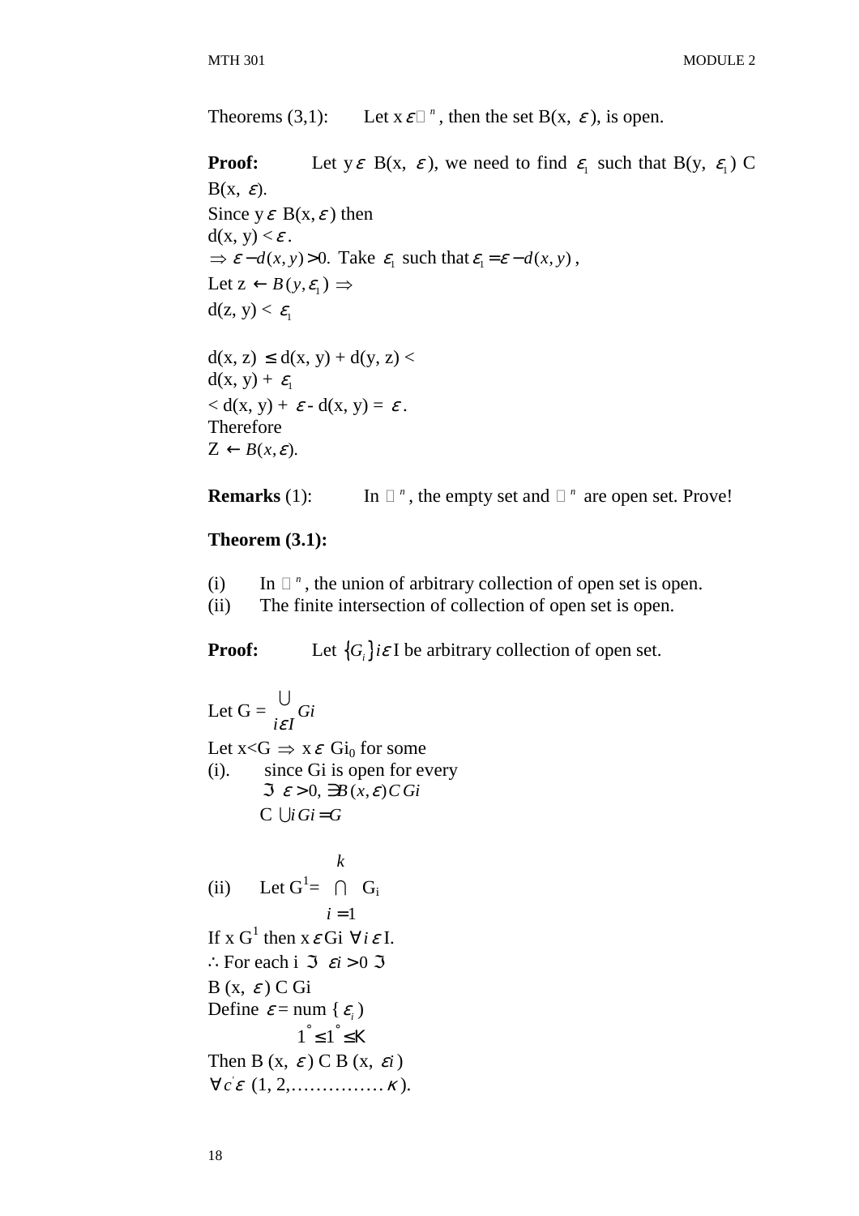Theorems (3,1): Let $x \varepsilon \mathbb{R}^n$, then the set B(x, $\varepsilon$), is open.

**Proof:** Let $y \varepsilon$ B(x, $\varepsilon$), we need to find $\varepsilon_1$ such that B(y, $\varepsilon_1$) C B(x, $\varepsilon$).
Since $y \varepsilon$ B(x, $\varepsilon$) then
d(x, y) < $\varepsilon$.
$\Rightarrow \varepsilon - d(x, y) > 0$. Take $\varepsilon_1$ such that $\varepsilon_1 = \varepsilon - d(x, y)$,
Let z $\leftarrow B(y, \varepsilon_1) \Rightarrow$
d(z, y) < $\varepsilon_1$

d(x, z) $\leq$ d(x, y) + d(y, z) <
d(x, y) + $\varepsilon_1$
< d(x, y) + $\varepsilon$ - d(x, y) = $\varepsilon$.
Therefore
Z $\leftarrow B(x, \varepsilon)$.

**Remarks** (1): In $\mathbb{R}^n$, the empty set and $\mathbb{R}^n$ are open set. Prove!

**Theorem (3.1):**

(i) In $\mathbb{R}^n$, the union of arbitrary collection of open set is open.
(ii) The finite intersection of collection of open set is open.

**Proof:** Let $\{G_i\} i \varepsilon$ I be arbitrary collection of open set.

Let G = $\bigcup_{i \varepsilon I} Gi$
Let x<G $\Rightarrow$ x $\varepsilon$ $Gi_0$ for some
(i). since Gi is open for every
$\Im \; \varepsilon > 0, \exists B(x, \varepsilon) C\, Gi$
C $\bigcup i\, Gi = G$

(ii) Let $G^1 = \bigcap_{i=1}^{k}$ $G_i$
If x $G^1$ then x $\varepsilon$ Gi $\forall i \, \varepsilon$ I.
$\therefore$ For each i $\Im \; \varepsilon i > 0 \; \Im$
B (x, $\varepsilon$) C Gi
Define $\varepsilon$ = num { $\varepsilon_i$ )
$1^\circ \leq 1^\circ \leq K$
Then B (x, $\varepsilon$) C B (x, $\varepsilon i$)
$\forall c' \varepsilon$ (1, 2,……………$\kappa$).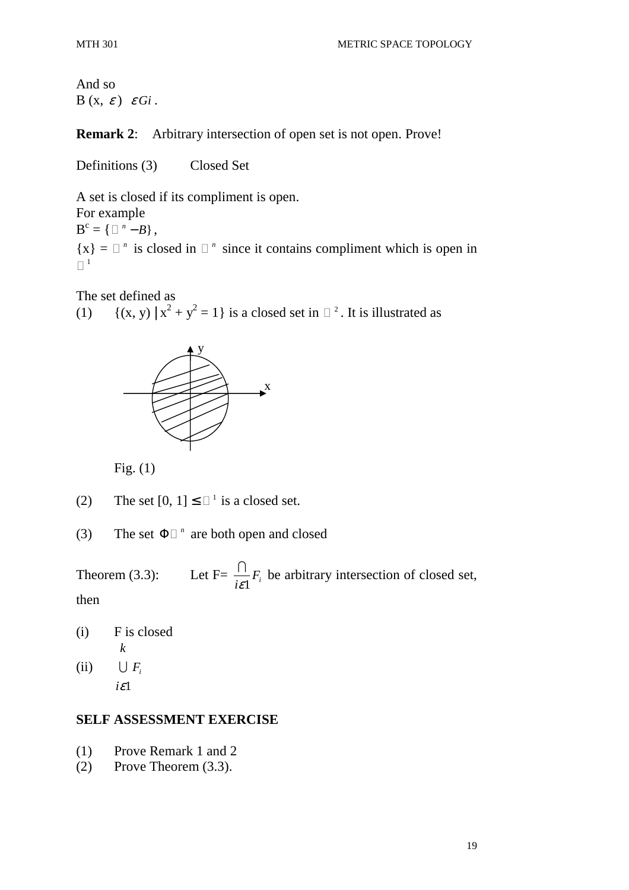And so
B (x, $\varepsilon$) $\varepsilon Gi$ .

**Remark 2**: Arbitrary intersection of open set is not open. Prove!

Definitions (3) Closed Set

A set is closed if its compliment is open.
For example
$B^c = \{\mathbb{R}^n - B\}$,
$\{x\} = \mathbb{R}^n$ is closed in $\mathbb{R}^n$ since it contains compliment which is open in $\mathbb{R}^1$

The set defined as

(1) $\{(x, y) \mid x^2 + y^2 = 1\}$ is a closed set in $\mathbb{R}^2$. It is illustrated as

Fig. (1)

(2) The set $[0, 1] \leq \mathbb{R}^1$ is a closed set.

(3) The set $\Phi \mathbb{R}^n$ are both open and closed

Theorem (3.3): Let F= $\underset{i\varepsilon 1}{\cap} F_i$ be arbitrary intersection of closed set, then

(i) F is closed

(ii) $\overset{k}{\underset{i\varepsilon 1}{\cup}} F_i$

**SELF ASSESSMENT EXERCISE**

(1) Prove Remark 1 and 2
(2) Prove Theorem (3.3).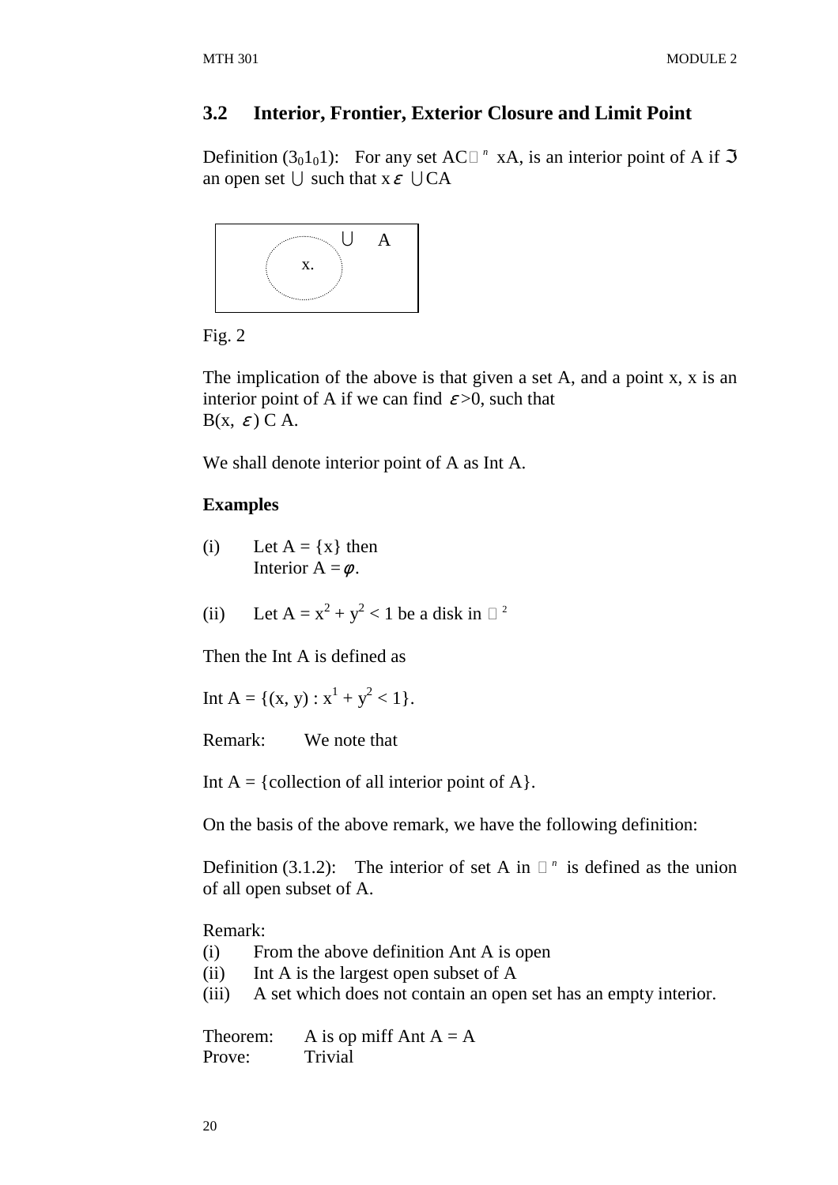## 3.2 Interior, Frontier, Exterior Closure and Limit Point

Definition ($3_0 1_0 1$): For any set $A \subset \mathbb{R}^n$ $x A$, is an interior point of A if $\exists$ an open set $\cup$ such that $x \varepsilon \cup C A$

$\cup$ A

x.

Fig. 2

The implication of the above is that given a set A, and a point x, x is an interior point of A if we can find $\varepsilon > 0$, such that
$B(x, \varepsilon)$ C A.

We shall denote interior point of A as Int A.

**Examples**

(i) Let A = {x} then
Interior A = $\phi$.

(ii) Let A = $x^2 + y^2 < 1$ be a disk in $\mathbb{R}^2$

Then the Int A is defined as

Int A = $\{(x, y) : x^1 + y^2 < 1\}$.

Remark: We note that

Int A = {collection of all interior point of A}.

On the basis of the above remark, we have the following definition:

Definition (3.1.2): The interior of set A in $\mathbb{R}^n$ is defined as the union of all open subset of A.

Remark:

(i) From the above definition Ant A is open
(ii) Int A is the largest open subset of A
(iii) A set which does not contain an open set has an empty interior.

Theorem: A is op miff Ant A = A
Prove: Trivial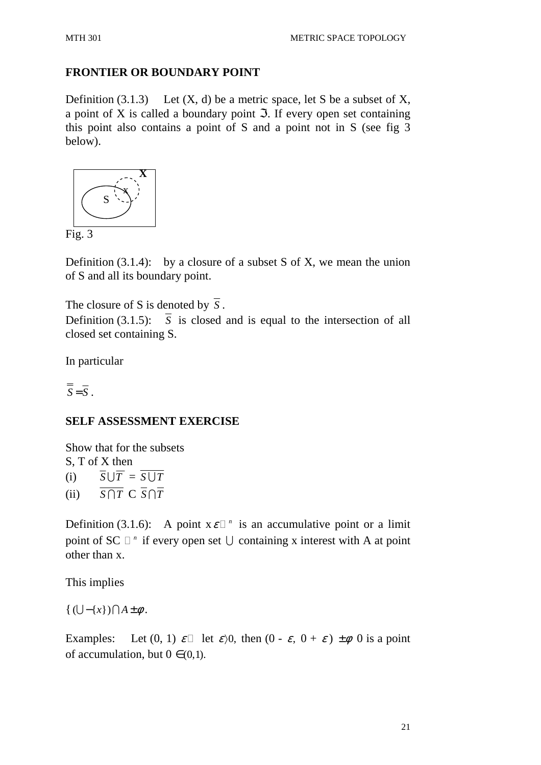## FRONTIER OR BOUNDARY POINT

Definition (3.1.3) Let (X, d) be a metric space, let S be a subset of X, a point of X is called a boundary point $\Im$. If every open set containing this point also contains a point of S and a point not in S (see fig 3 below).

Fig. 3

Definition (3.1.4): by a closure of a subset S of X, we mean the union of S and all its boundary point.

The closure of S is denoted by $\overline{S}$.

Definition (3.1.5): $\overline{S}$ is closed and is equal to the intersection of all closed set containing S.

In particular

$\overline{\overline{S}} = \overline{S}$.

## SELF ASSESSMENT EXERCISE

Show that for the subsets
S, T of X then

(i) $\overline{S} \cup \overline{T} = \overline{S \cup T}$

(ii) $\overline{S \cap T}$ C $\overline{S} \cap \overline{T}$

Definition (3.1.6): A point $x \,\varepsilon\, \mathbb{R}^n$ is an accumulative point or a limit point of SC $\mathbb{R}^n$ if every open set $\cup$ containing x interest with A at point other than x.

This implies

$\{ (\cup - \{x\}) \cap A \pm \phi$.

Examples: Let (0, 1) $\varepsilon\,\mathbb{R}$ let $\varepsilon \rangle 0$, then $(0 - \varepsilon,\ 0 + \varepsilon) \pm \phi$ 0 is a point of accumulation, but $0 \in (0,1)$.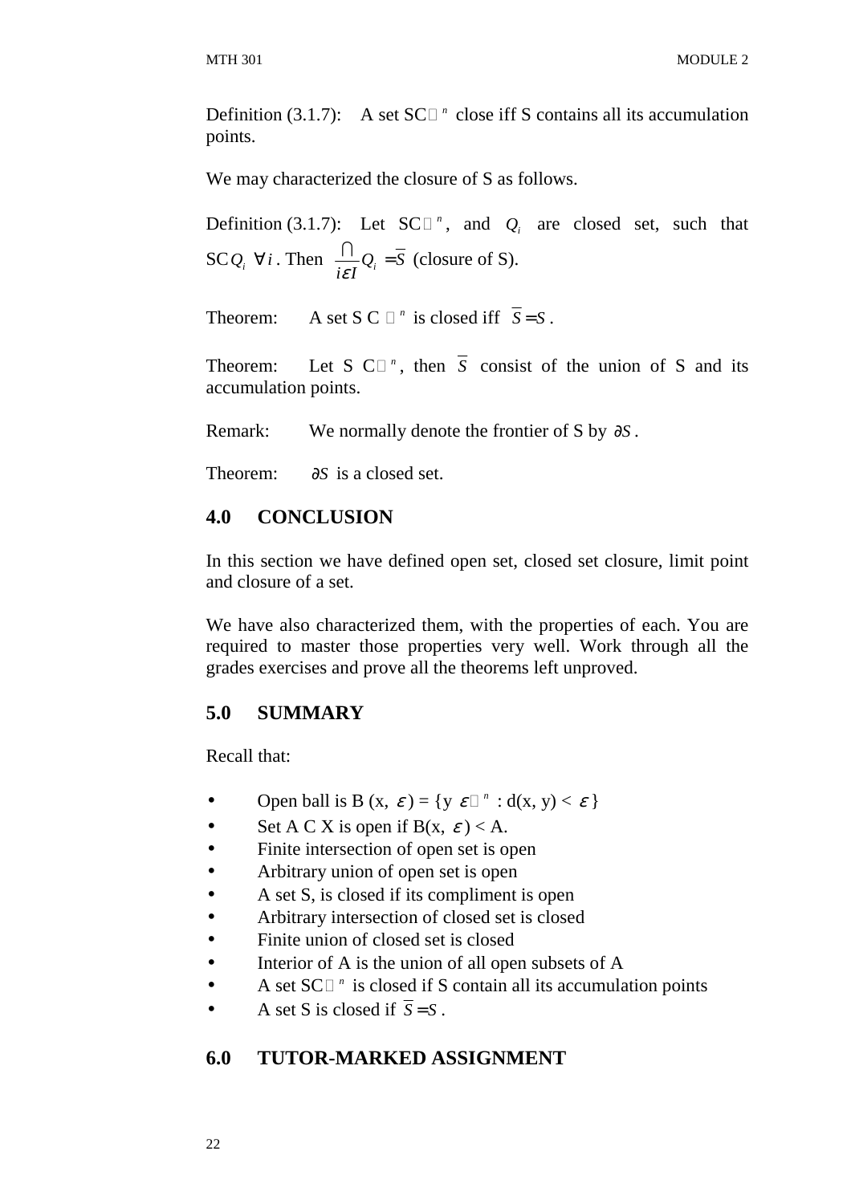Definition (3.1.7): A set $S \subset \mathbb{R}^n$ close iff S contains all its accumulation points.

We may characterized the closure of S as follows.

Definition (3.1.7): Let $S \subset \mathbb{R}^n$, and $Q_i$ are closed set, such that $S \subset Q_i \ \forall i$. Then $\bigcap_{i \epsilon I} Q_i = \overline{S}$ (closure of S).

Theorem: A set $S \subset \mathbb{R}^n$ is closed iff $\overline{S} = S$.

Theorem: Let $S \subset \mathbb{R}^n$, then $\overline{S}$ consist of the union of S and its accumulation points.

Remark: We normally denote the frontier of S by $\partial S$.

Theorem: $\partial S$ is a closed set.

## 4.0 CONCLUSION

In this section we have defined open set, closed set closure, limit point and closure of a set.

We have also characterized them, with the properties of each. You are required to master those properties very well. Work through all the grades exercises and prove all the theorems left unproved.

## 5.0 SUMMARY

Recall that:

- Open ball is $B(x, \varepsilon) = \{y \ \varepsilon \mathbb{R}^n : d(x, y) < \varepsilon\}$
- Set A C X is open if $B(x, \varepsilon) < A$.
- Finite intersection of open set is open
- Arbitrary union of open set is open
- A set S, is closed if its compliment is open
- Arbitrary intersection of closed set is closed
- Finite union of closed set is closed
- Interior of A is the union of all open subsets of A
- A set $S \subset \mathbb{R}^n$ is closed if S contain all its accumulation points
- A set S is closed if $\overline{S} = S$.

## 6.0 TUTOR-MARKED ASSIGNMENT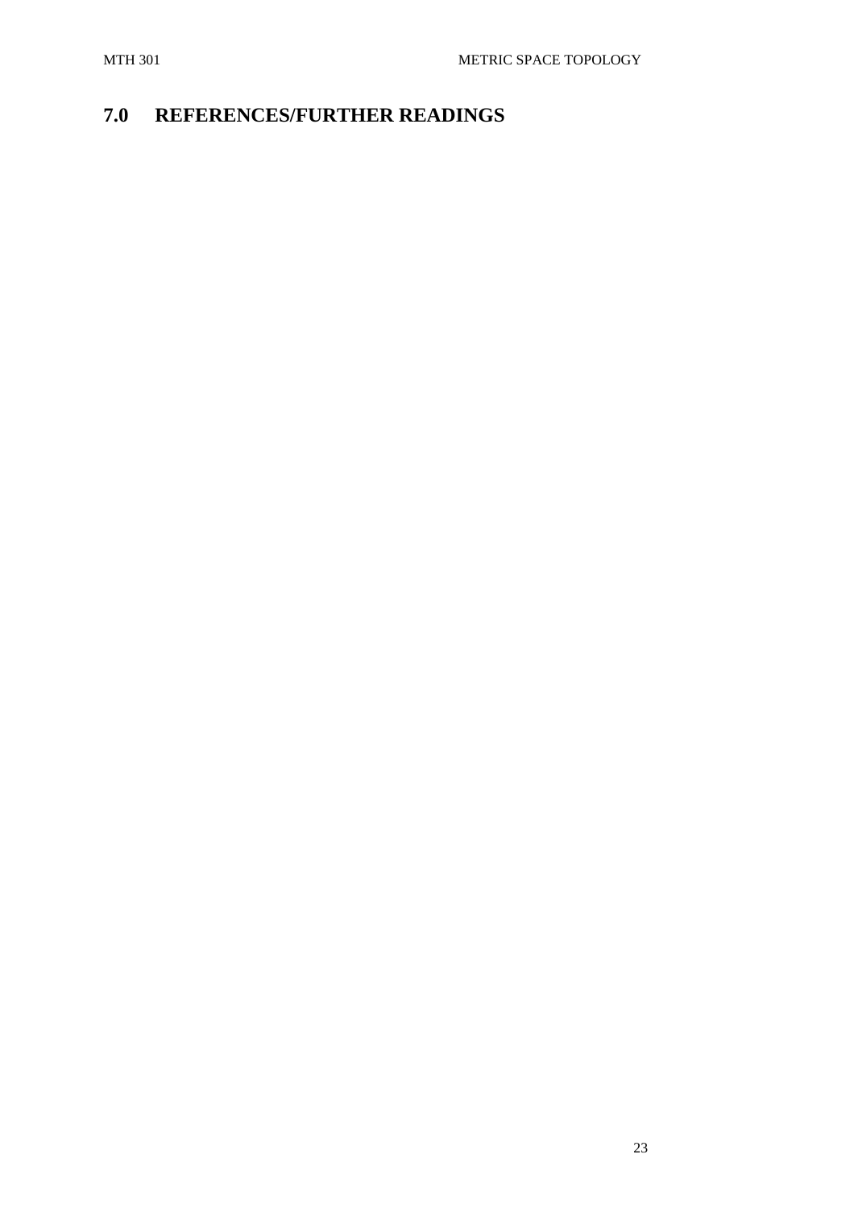## 7.0 REFERENCES/FURTHER READINGS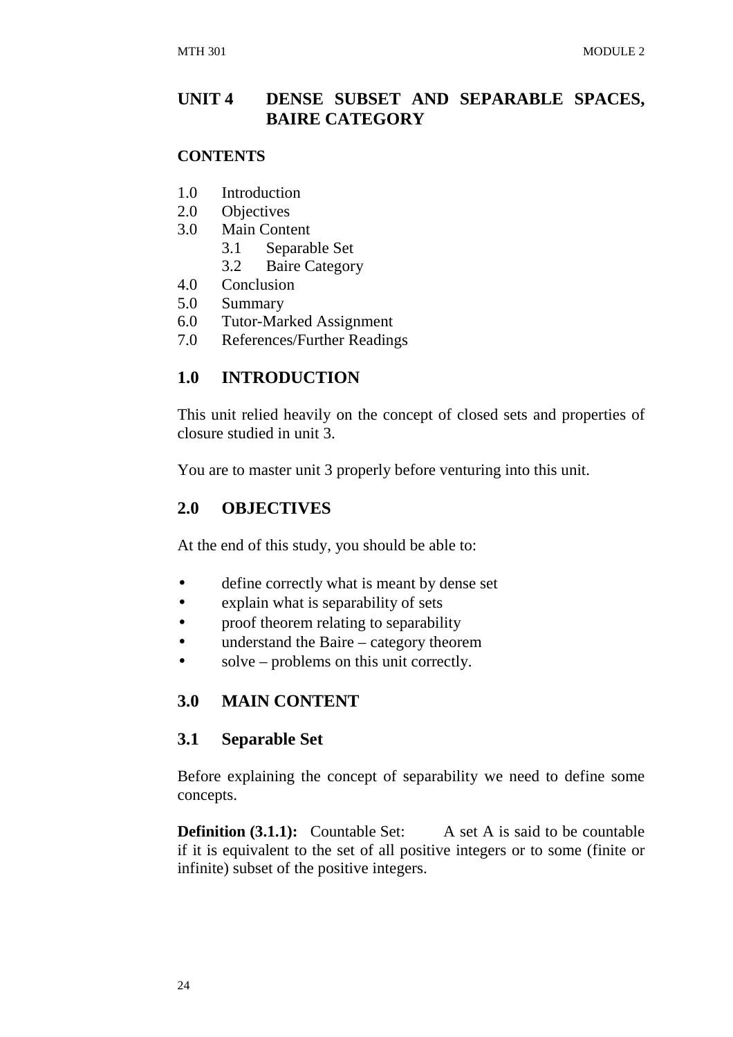## UNIT 4 DENSE SUBSET AND SEPARABLE SPACES, BAIRE CATEGORY

**CONTENTS**

- 1.0 Introduction
- 2.0 Objectives
- 3.0 Main Content
  - 3.1 Separable Set
  - 3.2 Baire Category
- 4.0 Conclusion
- 5.0 Summary
- 6.0 Tutor-Marked Assignment
- 7.0 References/Further Readings

### 1.0 INTRODUCTION

This unit relied heavily on the concept of closed sets and properties of closure studied in unit 3.

You are to master unit 3 properly before venturing into this unit.

### 2.0 OBJECTIVES

At the end of this study, you should be able to:

- define correctly what is meant by dense set
- explain what is separability of sets
- proof theorem relating to separability
- understand the Baire – category theorem
- solve – problems on this unit correctly.

### 3.0 MAIN CONTENT

### 3.1 Separable Set

Before explaining the concept of separability we need to define some concepts.

**Definition (3.1.1):** Countable Set: A set A is said to be countable if it is equivalent to the set of all positive integers or to some (finite or infinite) subset of the positive integers.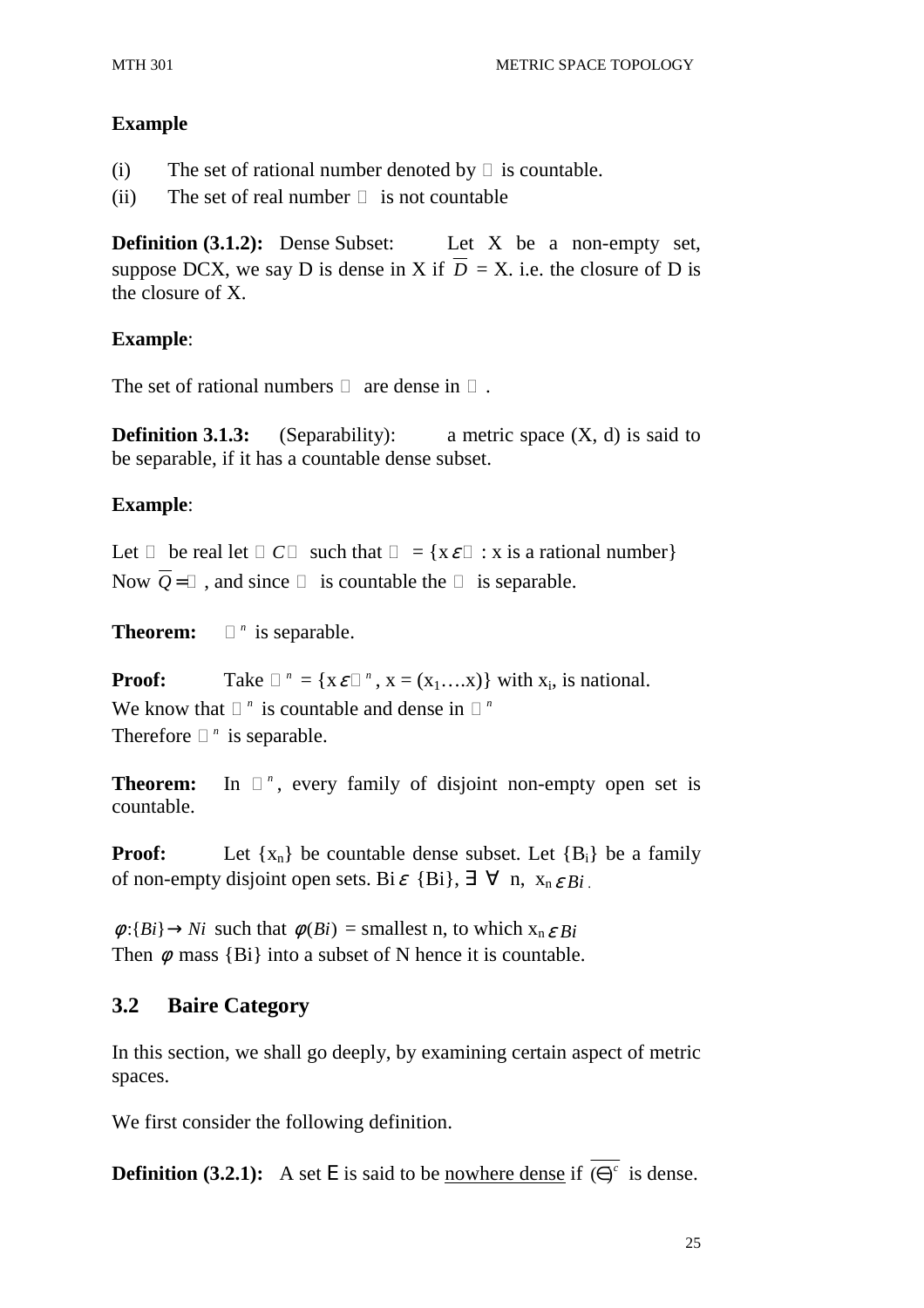**Example**

(i) The set of rational number denoted by $\mathbb{Q}$ is countable.

(ii) The set of real number $\mathbb{R}$ is not countable

**Definition (3.1.2):** Dense Subset: Let X be a non-empty set, suppose DCX, we say D is dense in X if $\overline{D}$ = X. i.e. the closure of D is the closure of X.

**Example**:

The set of rational numbers $\mathbb{Q}$ are dense in $\mathbb{R}$.

**Definition 3.1.3:** (Separability): a metric space (X, d) is said to be separable, if it has a countable dense subset.

**Example**:

Let $\mathbb{R}$ be real let $\mathbb{Q} C \mathbb{R}$ such that $\mathbb{Q}$ = {x $\varepsilon \mathbb{R}$ : x is a rational number}
Now $\overline{Q} = \mathbb{R}$, and since $\mathbb{Q}$ is countable the $\mathbb{R}$ is separable.

**Theorem:** $\mathbb{R}^n$ is separable.

**Proof:** Take $\mathbb{Q}^n$ = {x $\varepsilon \mathbb{R}^n$, x = $(x_1 \ldots . x)$} with $x_i$, is national.
We know that $\mathbb{Q}^n$ is countable and dense in $\mathbb{R}^n$
Therefore $\mathbb{R}^n$ is separable.

**Theorem:** In $\mathbb{R}^n$, every family of disjoint non-empty open set is countable.

**Proof:** Let $\{x_n\}$ be countable dense subset. Let $\{B_i\}$ be a family of non-empty disjoint open sets. Bi $\varepsilon$ {Bi}, $\exists$ $\forall$ n, $x_n \, \varepsilon Bi$ .

$\phi : \{Bi\} \rightarrow Ni$ such that $\phi(Bi)$ = smallest n, to which $x_n \, \varepsilon Bi$
Then $\phi$ mass {Bi} into a subset of N hence it is countable.

## 3.2 Baire Category

In this section, we shall go deeply, by examining certain aspect of metric spaces.

We first consider the following definition.

**Definition (3.2.1):** A set E is said to be <u>nowhere dense</u> if $\overline{(\in)^c}$ is dense.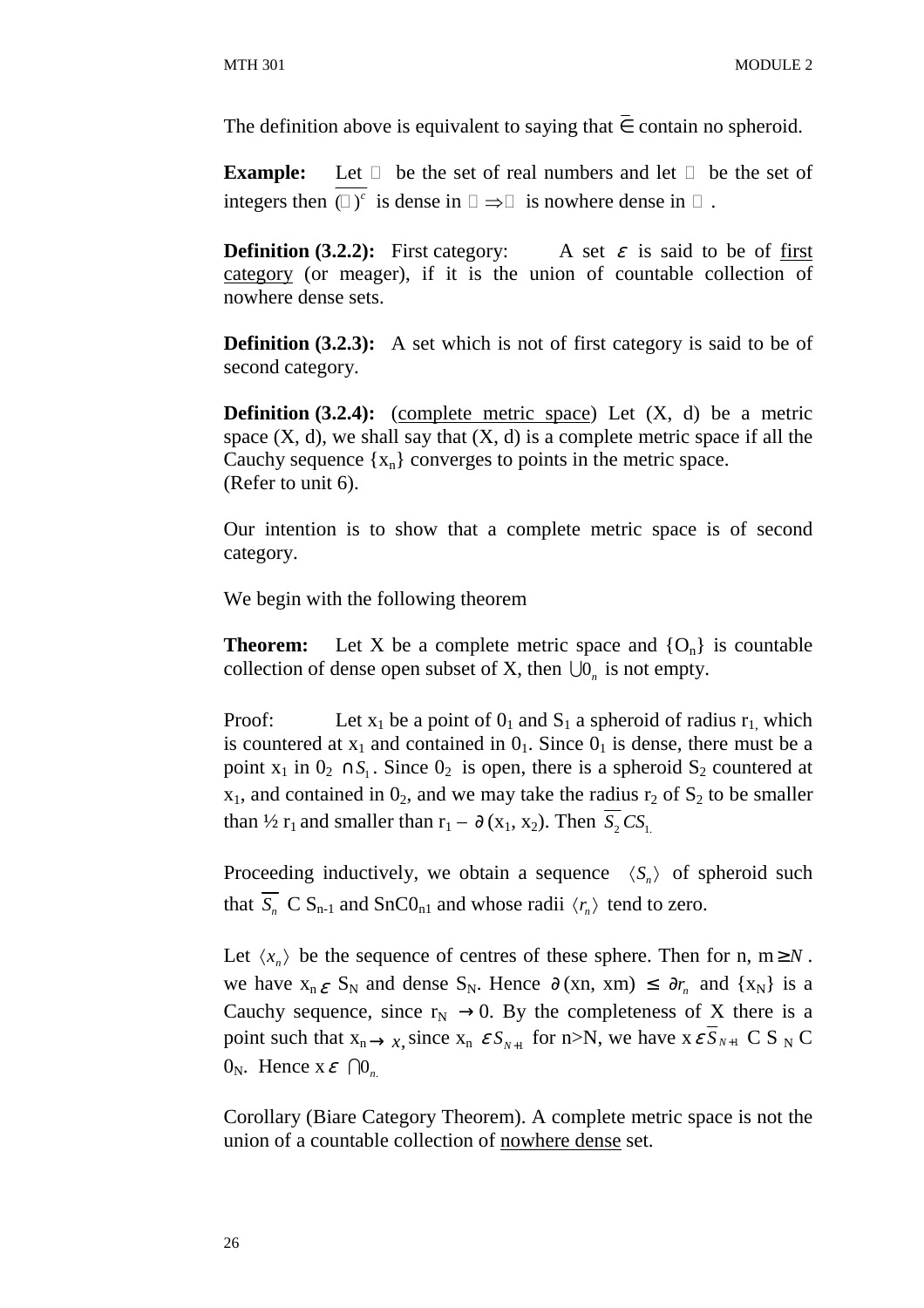The definition above is equivalent to saying that $\bar{\in}$ contain no spheroid.

**Example:** Let $\mathbb{R}$ be the set of real numbers and let $\mathbb{Z}$ be the set of integers then $\overline{(\mathbb{Z})^c}$ is dense in $\mathbb{R} \Rightarrow \mathbb{Z}$ is nowhere dense in $\mathbb{R}$.

**Definition (3.2.2):** First category: A set $\varepsilon$ is said to be of <u>first category</u> (or meager), if it is the union of countable collection of nowhere dense sets.

**Definition (3.2.3):** A set which is not of first category is said to be of second category.

**Definition (3.2.4):** (<u>complete metric space</u>) Let (X, d) be a metric space (X, d), we shall say that (X, d) is a complete metric space if all the Cauchy sequence $\{x_n\}$ converges to points in the metric space.
(Refer to unit 6).

Our intention is to show that a complete metric space is of second category.

We begin with the following theorem

**Theorem:** Let X be a complete metric space and $\{O_n\}$ is countable collection of dense open subset of X, then $\cup 0_n$ is not empty.

Proof: Let $x_1$ be a point of $0_1$ and $S_1$ a spheroid of radius $r_1$, which is countered at $x_1$ and contained in $0_1$. Since $0_1$ is dense, there must be a point $x_1$ in $0_2 \cap S_1$. Since $0_2$ is open, there is a spheroid $S_2$ countered at $x_1$, and contained in $0_2$, and we may take the radius $r_2$ of $S_2$ to be smaller than ½ $r_1$ and smaller than $r_1 - \partial(x_1, x_2)$. Then $\overline{S_2}\, C S_1$.

Proceeding inductively, we obtain a sequence $\langle S_n \rangle$ of spheroid such that $\overline{S_n}$ C $S_{n-1}$ and $S_n C 0_{n1}$ and whose radii $\langle r_n \rangle$ tend to zero.

Let $\langle x_n \rangle$ be the sequence of centres of these sphere. Then for n, m $\geq N$. we have $x_n \varepsilon S_N$ and dense $S_N$. Hence $\partial$(xn, xm) $\leq \partial r_n$ and $\{x_N\}$ is a Cauchy sequence, since $r_N \to 0$. By the completeness of X there is a point such that $x_n \to x$, since $x_n \varepsilon S_{N+1}$ for n>N, we have $x \varepsilon \overline{S}_{N+1}$ C $S_N$ C $0_N$. Hence $x \varepsilon \cap 0_n$.

Corollary (Biare Category Theorem). A complete metric space is not the union of a countable collection of <u>nowhere dense</u> set.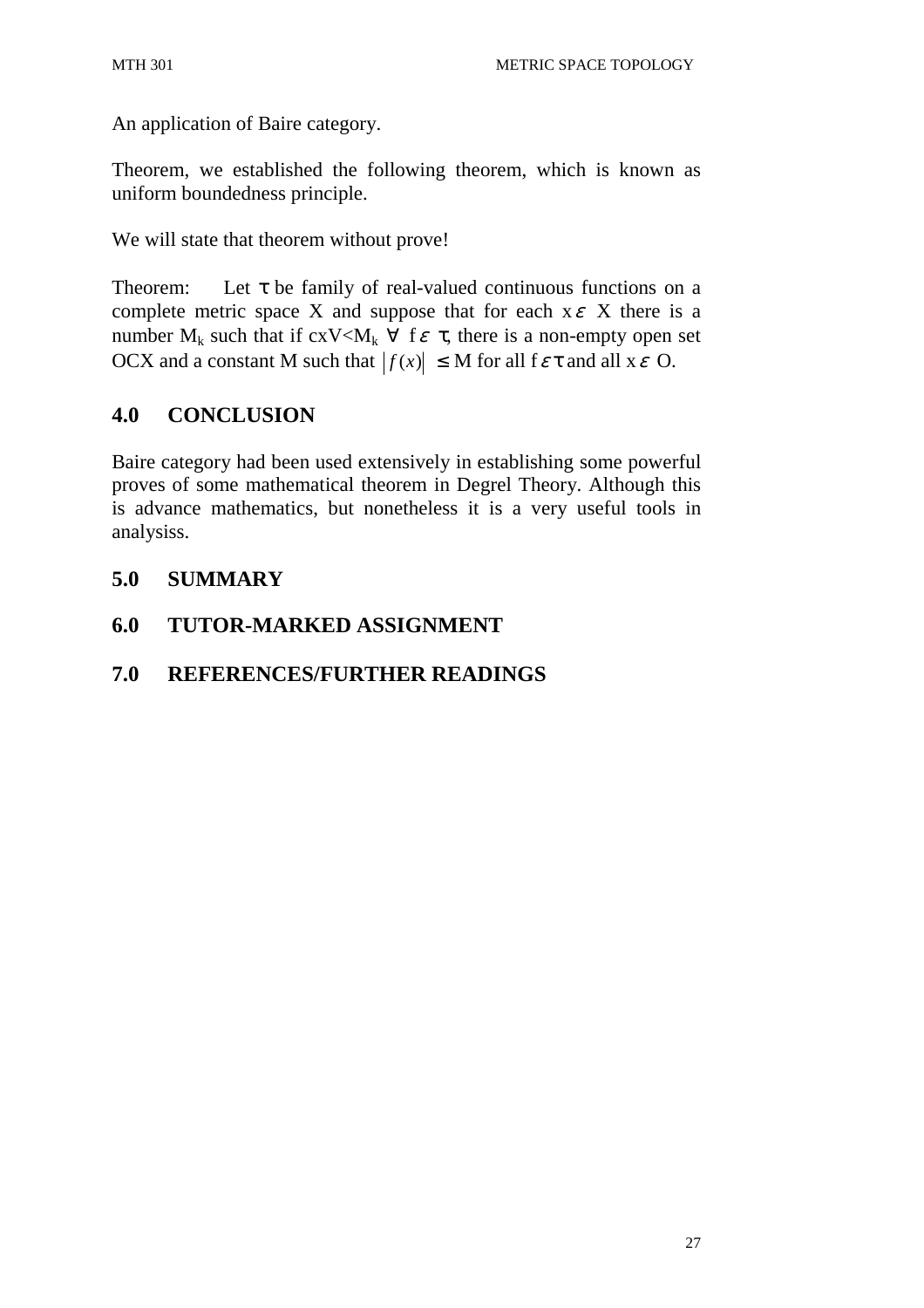An application of Baire category.

Theorem, we established the following theorem, which is known as uniform boundedness principle.

We will state that theorem without prove!

Theorem: Let $\tau$ be family of real-valued continuous functions on a complete metric space X and suppose that for each $x \varepsilon$ X there is a number $M_k$ such that if cxV<$M_k$ $\forall$ f $\varepsilon$ $\tau$, there is a non-empty open set OCX and a constant M such that $|f(x)| \leq$ M for all f $\varepsilon \tau$ and all x $\varepsilon$ O.

## 4.0 CONCLUSION

Baire category had been used extensively in establishing some powerful proves of some mathematical theorem in Degrel Theory. Although this is advance mathematics, but nonetheless it is a very useful tools in analysiss.

## 5.0 SUMMARY

## 6.0 TUTOR-MARKED ASSIGNMENT

## 7.0 REFERENCES/FURTHER READINGS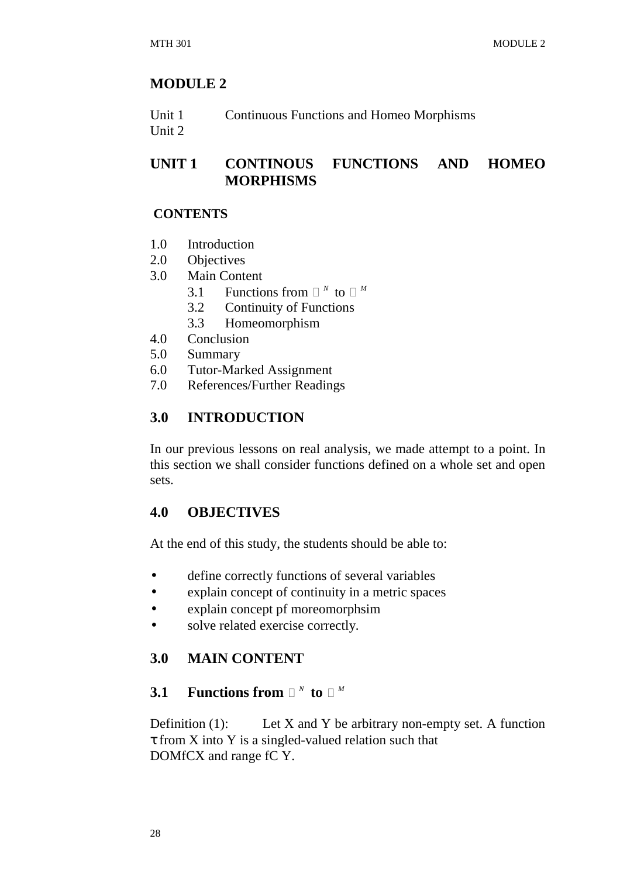# MODULE 2

Unit 1 Continuous Functions and Homeo Morphisms
Unit 2

## UNIT 1 CONTINOUS FUNCTIONS AND HOMEO MORPHISMS

**CONTENTS**

- 1.0 Introduction
- 2.0 Objectives
- 3.0 Main Content
  - 3.1 Functions from $\mathbb{R}^N$ to $\mathbb{R}^M$
  - 3.2 Continuity of Functions
  - 3.3 Homeomorphism
- 4.0 Conclusion
- 5.0 Summary
- 6.0 Tutor-Marked Assignment
- 7.0 References/Further Readings

## 3.0 INTRODUCTION

In our previous lessons on real analysis, we made attempt to a point. In this section we shall consider functions defined on a whole set and open sets.

## 4.0 OBJECTIVES

At the end of this study, the students should be able to:

- define correctly functions of several variables
- explain concept of continuity in a metric spaces
- explain concept pf moreomorphsim
- solve related exercise correctly.

## 3.0 MAIN CONTENT

### 3.1 Functions from $\mathbb{R}^N$ to $\mathbb{R}^M$

Definition (1): Let X and Y be arbitrary non-empty set. A function $\tau$ from X into Y is a singled-valued relation such that DOMfCX and range fC Y.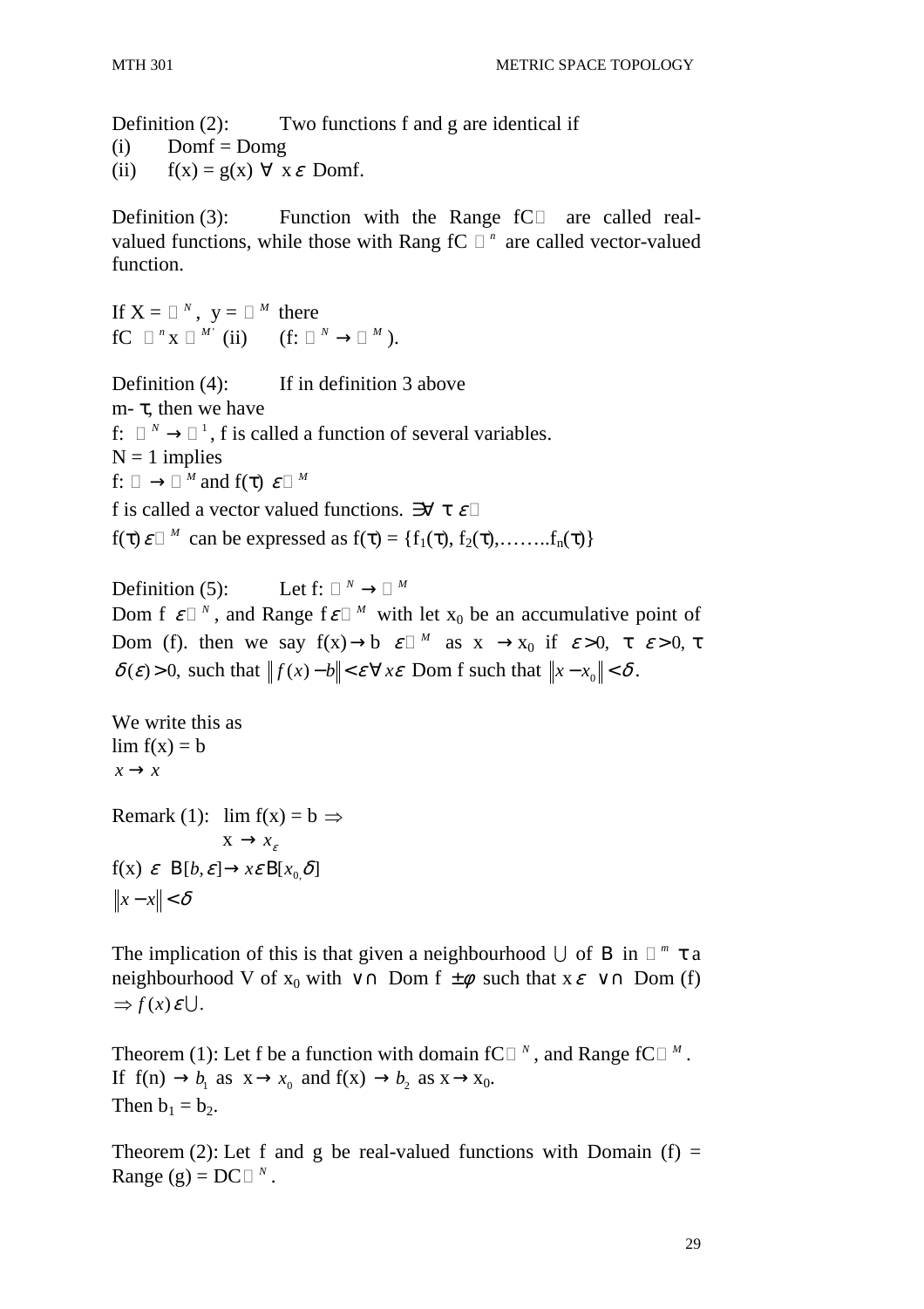Definition (2): Two functions f and g are identical if

(i) Domf = Domg

(ii) $f(x) = g(x)\ \forall\ x\ \varepsilon$ Domf.

Definition (3): Function with the Range fC$\mathbb{R}$ are called real-valued functions, while those with Rang fC $\mathbb{R}^n$ are called vector-valued function.

If X = $\mathbb{R}^N$, y = $\mathbb{R}^M$ there

fC $\mathbb{R}^n$ x $\mathbb{R}^{M'}$ (ii) (f: $\mathbb{R}^N \to \mathbb{R}^M$).

Definition (4): If in definition 3 above

m- τ, then we have

f: $\mathbb{R}^N \to \mathbb{R}^1$, f is called a function of several variables.

N = 1 implies

f: $\mathbb{R} \to \mathbb{R}^M$ and $f(\tau)\ \varepsilon \mathbb{R}^M$

f is called a vector valued functions. $\exists\forall\ \tau\ \varepsilon\mathbb{R}$

$f(\tau)\ \varepsilon \mathbb{R}^M$ can be expressed as $f(\tau) = \{f_1(\tau), f_2(\tau), \ldots\ldots..f_n(\tau)\}$

Definition (5): Let f: $\mathbb{R}^N \to \mathbb{R}^M$

Dom f $\varepsilon\mathbb{R}^N$, and Range f $\varepsilon\mathbb{R}^M$ with let $x_0$ be an accumulative point of Dom (f). then we say $f(x) \to b\ \ \varepsilon\mathbb{R}^M$ as $x \to x_0$ if $\varepsilon > 0$, τ $\varepsilon > 0$, τ $\delta(\varepsilon) > 0$, such that $\|f(x) - b\| < \varepsilon \forall\ x\varepsilon$ Dom f such that $\|x - x_0\| < \delta$.

We write this as

lim f(x) = b
$x \to x$

Remark (1): lim f(x) = b $\Rightarrow$
x $\to x_\varepsilon$

$f(x)\ \varepsilon\ \text{B}[b, \varepsilon] \to x\varepsilon\text{B}[x_0, \delta]$

$\|x - x\| < \delta$

The implication of this is that given a neighbourhood ∪ of B in $\mathbb{R}^m$ τ a neighbourhood V of $x_0$ with ∨∩ Dom f ±φ such that x ε ∨∩ Dom (f) $\Rightarrow f(x)\varepsilon \cup$.

Theorem (1): Let f be a function with domain fC$\mathbb{R}^N$, and Range fC$\mathbb{R}^M$.
If $f(n) \to b_1$ as $x \to x_0$ and $f(x) \to b_2$ as $x \to x_0$.
Then $b_1 = b_2$.

Theorem (2): Let f and g be real-valued functions with Domain (f) = Range (g) = DC$\mathbb{R}^N$.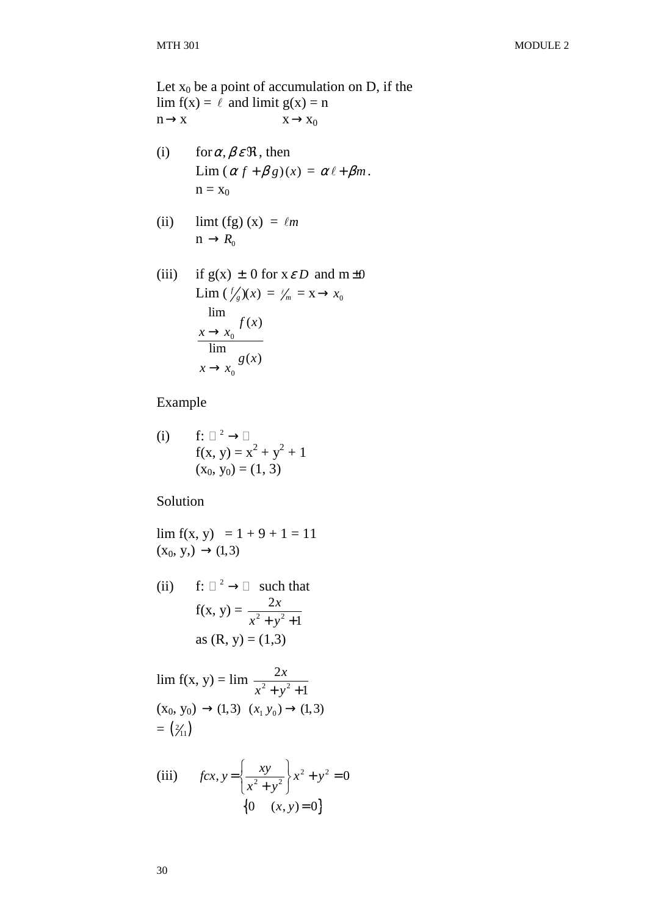Let $x_0$ be a point of accumulation on D, if the $\lim_{n \to x} f(x) = \ell$ and limit $\lim_{x \to x_0} g(x) = n$

(i) for $\alpha, \beta \varepsilon \Re$, then

$\lim_{n = x_0} (\alpha f + \beta g)(x) = \alpha \ell + \beta m$.

(ii) $\text{limt}_{n \to R_0} (fg)(x) = \ell m$

(iii) if $g(x) \pm 0$ for $x \varepsilon D$ and $m \pm 0$

$\text{Lim} \left( f\!/\!_g \right)(x) = \ell\!/\!_m = x \to x_0$

$$\frac{\lim_{x \to x_0} f(x)}{\lim_{x \to x_0} g(x)}$$

Example

(i) f: $\square^2 \to \square$

$f(x, y) = x^2 + y^2 + 1$

$(x_0, y_0) = (1, 3)$

Solution

$\lim_{(x_0, y,) \to (1,3)} f(x, y) = 1 + 9 + 1 = 11$

(ii) f: $\square^2 \to \square$ such that

$f(x, y) = \dfrac{2x}{x^2 + y^2 + 1}$

as (R, y) = (1,3)

$\lim_{(x_0, y_0) \to (1,3)} f(x, y) = \lim_{(x_1 y_0) \to (1,3)} \dfrac{2x}{x^2 + y^2 + 1}$

$= \left( 2\!/\!_{11} \right)$

(iii) $fcx, y = \left\{ \dfrac{xy}{x^2 + y^2} \right\} x^2 + y^2 = 0$

$\{0 \quad (x, y) = 0\}$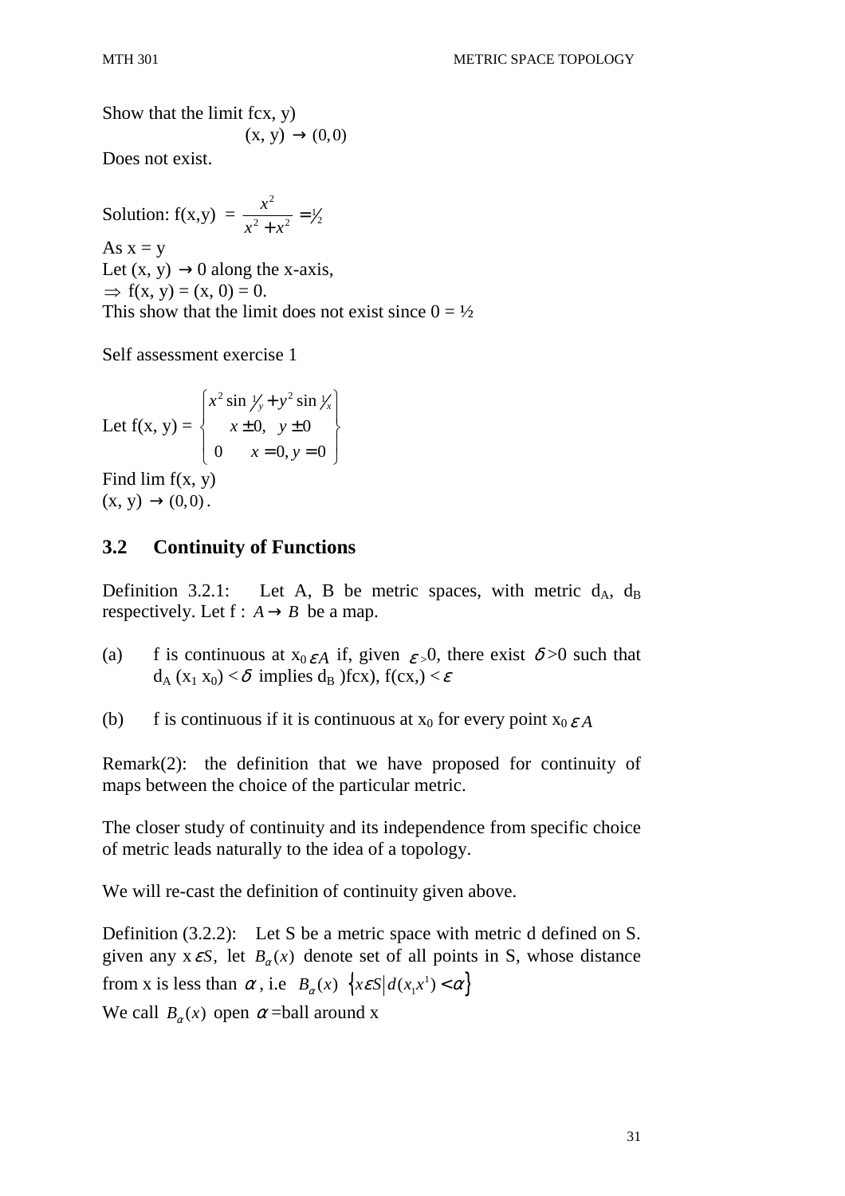Show that the limit fcx, y)

$(x, y) \to (0,0)$

Does not exist.

Solution: f(x,y) $= \frac{x^2}{x^2 + x^2} = \frac{1}{2}$

As x = y

Let (x, y) $\to$ 0 along the x-axis,

$\Rightarrow$ f(x, y) = (x, 0) = 0.

This show that the limit does not exist since 0 = ½

Self assessment exercise 1

Let f(x, y) = $\begin{cases} x^2 \sin \frac{1}{y} + y^2 \sin \frac{1}{x} \\ x \pm 0, \quad y \pm 0 \\ 0 \qquad x = 0, y = 0 \end{cases}$

Find lim f(x, y)

$(x, y) \to (0,0)$.

## 3.2 Continuity of Functions

Definition 3.2.1: Let A, B be metric spaces, with metric $d_A$, $d_B$ respectively. Let f : $A \to B$ be a map.

(a) f is continuous at $x_0 \varepsilon A$ if, given $\varepsilon > 0$, there exist $\delta > 0$ such that $d_A$ ($x_1$ $x_0$) $< \delta$ implies $d_B$ )fcx), f(cx,) $< \varepsilon$

(b) f is continuous if it is continuous at $x_0$ for every point $x_0 \varepsilon A$

Remark(2): the definition that we have proposed for continuity of maps between the choice of the particular metric.

The closer study of continuity and its independence from specific choice of metric leads naturally to the idea of a topology.

We will re-cast the definition of continuity given above.

Definition (3.2.2): Let S be a metric space with metric d defined on S. given any $x \varepsilon S$, let $B_\alpha(x)$ denote set of all points in S, whose distance from x is less than $\alpha$, i.e $B_\alpha(x)$ $\{x \varepsilon S \mid d(x_1 x^1) < \alpha\}$

We call $B_\alpha(x)$ open $\alpha$ =ball around x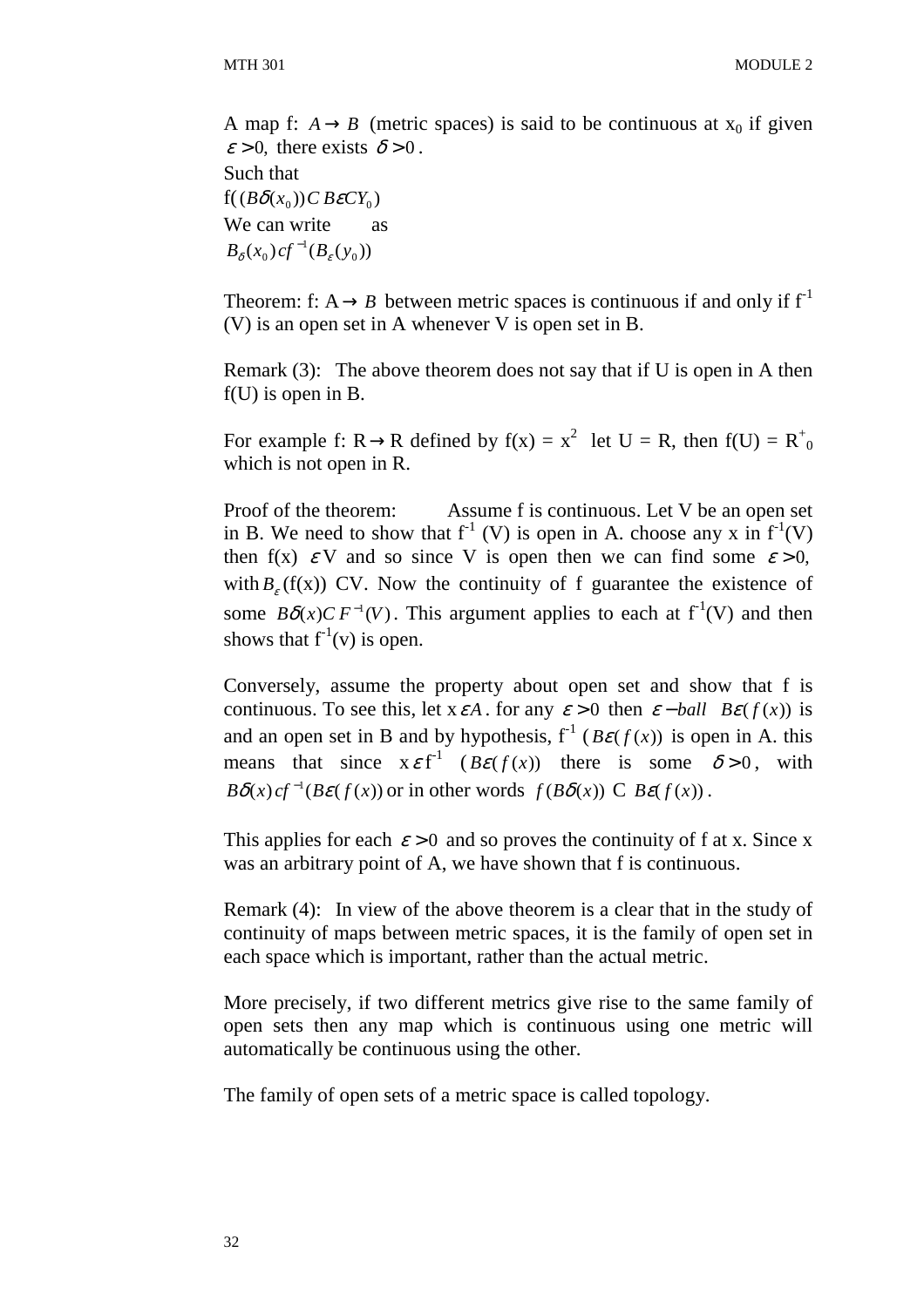A map f: $A \rightarrow B$ (metric spaces) is said to be continuous at $x_0$ if given $\varepsilon > 0$, there exists $\delta > 0$.

Such that

$f((B\delta(x_0)) C B\varepsilon C Y_0)$

We can write as

$B_\delta(x_0) c f^{-1}(B_\varepsilon(y_0))$

Theorem: f: $A \rightarrow B$ between metric spaces is continuous if and only if $f^{-1}$ (V) is an open set in A whenever V is open set in B.

Remark (3): The above theorem does not say that if U is open in A then f(U) is open in B.

For example f: $R \rightarrow R$ defined by $f(x) = x^2$ let U = R, then $f(U) = R^+_0$ which is not open in R.

Proof of the theorem: Assume f is continuous. Let V be an open set in B. We need to show that $f^{-1}$ (V) is open in A. choose any x in $f^{-1}(V)$ then f(x) $\varepsilon$ V and so since V is open then we can find some $\varepsilon > 0$, with $B_\varepsilon$(f(x)) CV. Now the continuity of f guarantee the existence of some $B\delta(x) C F^{-1}(V)$. This argument applies to each at $f^{-1}(V)$ and then shows that $f^{-1}(v)$ is open.

Conversely, assume the property about open set and show that f is continuous. To see this, let $x \varepsilon A$. for any $\varepsilon > 0$ then $\varepsilon - ball \ \ B\varepsilon(f(x))$ is and an open set in B and by hypothesis, $f^{-1}$ ($B\varepsilon(f(x))$ is open in A. this means that since $x \varepsilon f^{-1}$ ($B\varepsilon(f(x))$ there is some $\delta > 0$, with $B\delta(x) c f^{-1}(B\varepsilon(f(x))$ or in other words $f(B\delta(x))$ C $B\varepsilon(f(x))$.

This applies for each $\varepsilon > 0$ and so proves the continuity of f at x. Since x was an arbitrary point of A, we have shown that f is continuous.

Remark (4): In view of the above theorem is a clear that in the study of continuity of maps between metric spaces, it is the family of open set in each space which is important, rather than the actual metric.

More precisely, if two different metrics give rise to the same family of open sets then any map which is continuous using one metric will automatically be continuous using the other.

The family of open sets of a metric space is called topology.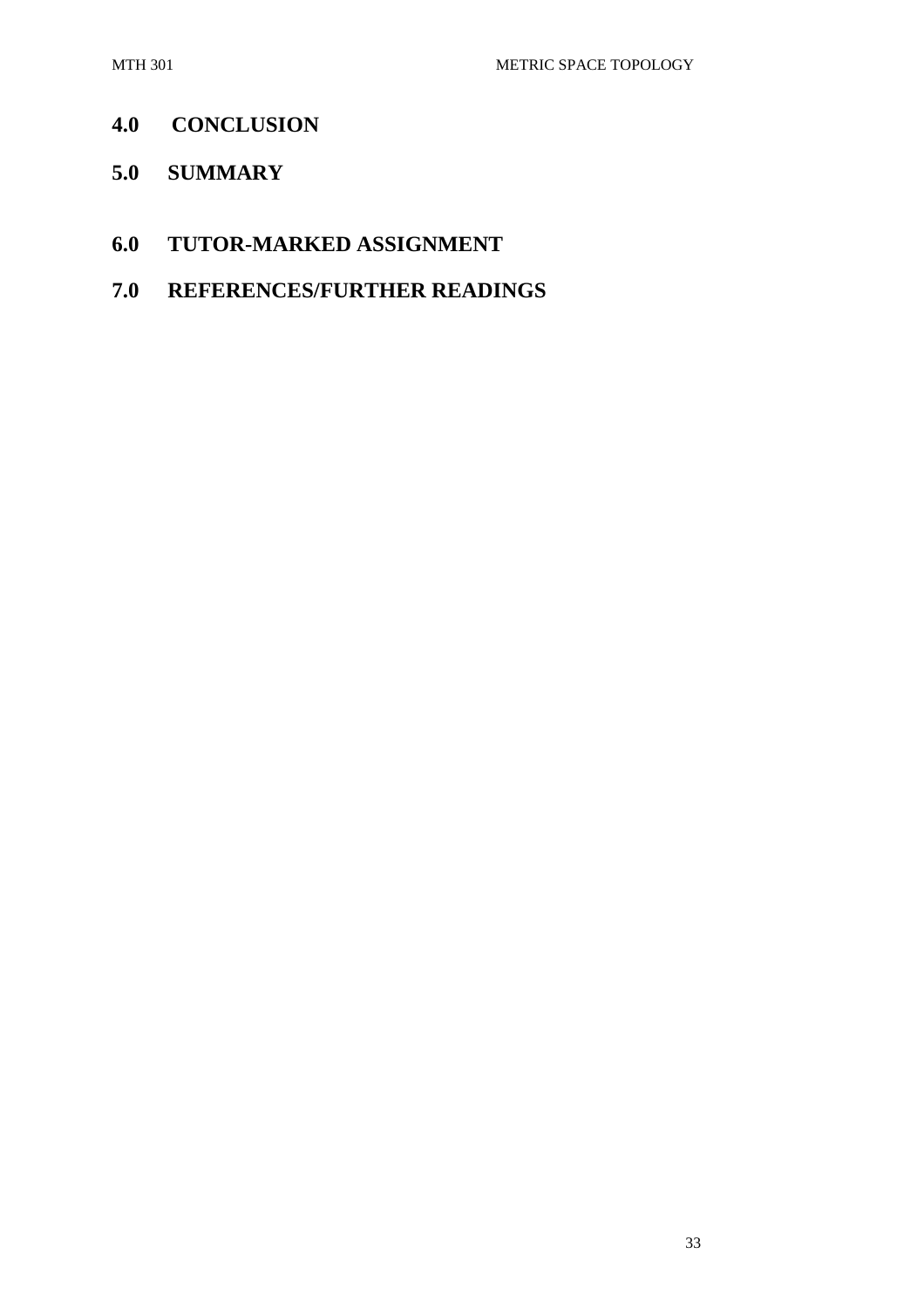## 4.0 CONCLUSION

## 5.0 SUMMARY

## 6.0 TUTOR-MARKED ASSIGNMENT

## 7.0 REFERENCES/FURTHER READINGS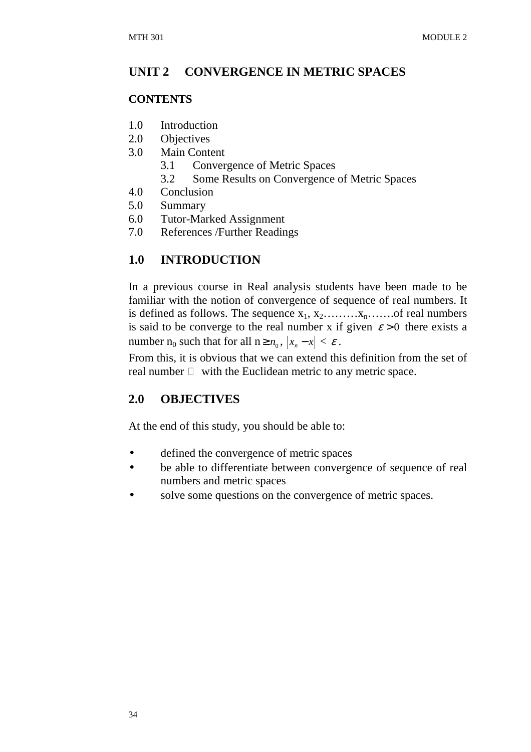## UNIT 2 CONVERGENCE IN METRIC SPACES

### CONTENTS

1.0 Introduction
2.0 Objectives
3.0 Main Content
 3.1 Convergence of Metric Spaces
 3.2 Some Results on Convergence of Metric Spaces
4.0 Conclusion
5.0 Summary
6.0 Tutor-Marked Assignment
7.0 References /Further Readings

## 1.0 INTRODUCTION

In a previous course in Real analysis students have been made to be familiar with the notion of convergence of sequence of real numbers. It is defined as follows. The sequence $x_1$, $x_2$………$x_n$…….of real numbers is said to be converge to the real number x if given $\varepsilon > 0$ there exists a number $n_0$ such that for all $n \geq n_0$, $|x_n - x| < \varepsilon$.

From this, it is obvious that we can extend this definition from the set of real number $\mathbb{R}$ with the Euclidean metric to any metric space.

## 2.0 OBJECTIVES

At the end of this study, you should be able to:

- defined the convergence of metric spaces
- be able to differentiate between convergence of sequence of real numbers and metric spaces
- solve some questions on the convergence of metric spaces.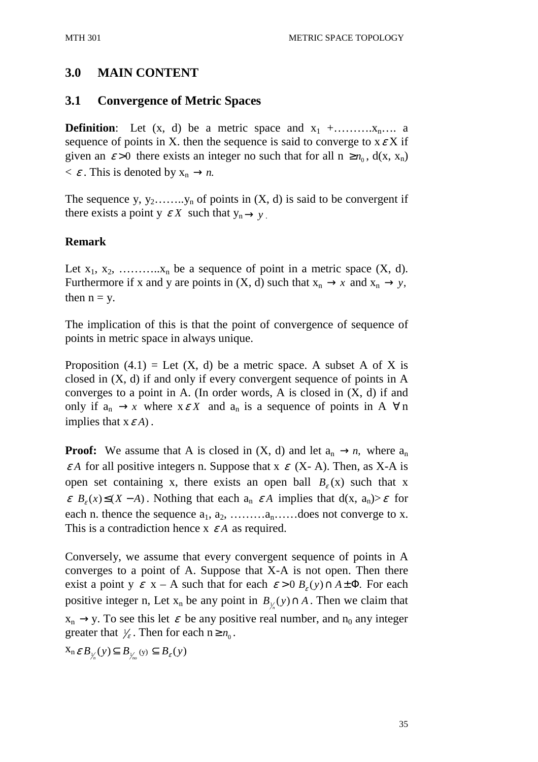## 3.0 MAIN CONTENT

### 3.1 Convergence of Metric Spaces

**Definition**: Let (x, d) be a metric space and $x_1$ +……….$x_n$…. a sequence of points in X. then the sequence is said to converge to $x \varepsilon X$ if given an $\varepsilon > 0$ there exists an integer no such that for all n $\geq n_0$, d(x, $x_n$) $< \varepsilon$. This is denoted by $x_n \to n$.

The sequence y, $y_2$……..$y_n$ of points in (X, d) is said to be convergent if there exists a point y $\varepsilon X$ such that $y_n \to y$.

**Remark**

Let $x_1$, $x_2$, ………..$x_n$ be a sequence of point in a metric space (X, d). Furthermore if x and y are points in (X, d) such that $x_n \to x$ and $x_n \to y$, then n = y.

The implication of this is that the point of convergence of sequence of points in metric space in always unique.

Proposition (4.1) = Let (X, d) be a metric space. A subset A of X is closed in (X, d) if and only if every convergent sequence of points in A converges to a point in A. (In order words, A is closed in (X, d) if and only if $a_n \to x$ where $x \varepsilon X$ and $a_n$ is a sequence of points in A $\forall$ n implies that $x \varepsilon A$).

**Proof:** We assume that A is closed in (X, d) and let $a_n \to n$, where $a_n$ $\varepsilon A$ for all positive integers n. Suppose that x $\varepsilon$ (X- A). Then, as X-A is open set containing x, there exists an open ball $B_\varepsilon$(x) such that x $\varepsilon$ $B_\varepsilon(x) \leq (X - A)$. Nothing that each $a_n$ $\varepsilon A$ implies that d(x, $a_n$)$>\varepsilon$ for each n. thence the sequence $a_1$, $a_2$, ………$a_n$……does not converge to x. This is a contradiction hence x $\varepsilon A$ as required.

Conversely, we assume that every convergent sequence of points in A converges to a point of A. Suppose that X-A is not open. Then there exist a point y $\varepsilon$ x – A such that for each $\varepsilon > 0$ $B_\varepsilon(y) \cap A \pm \Phi$. For each positive integer n, Let $x_n$ be any point in $B_{1/n}(y) \cap A$. Then we claim that $x_n \to$ y. To see this let $\varepsilon$ be any positive real number, and $n_0$ any integer greater that $1/\varepsilon$. Then for each $n \geq n_0$.

$x_n \varepsilon B_{1/n}(y) \subseteq B_{1/no}(y) \subseteq B_\varepsilon(y)$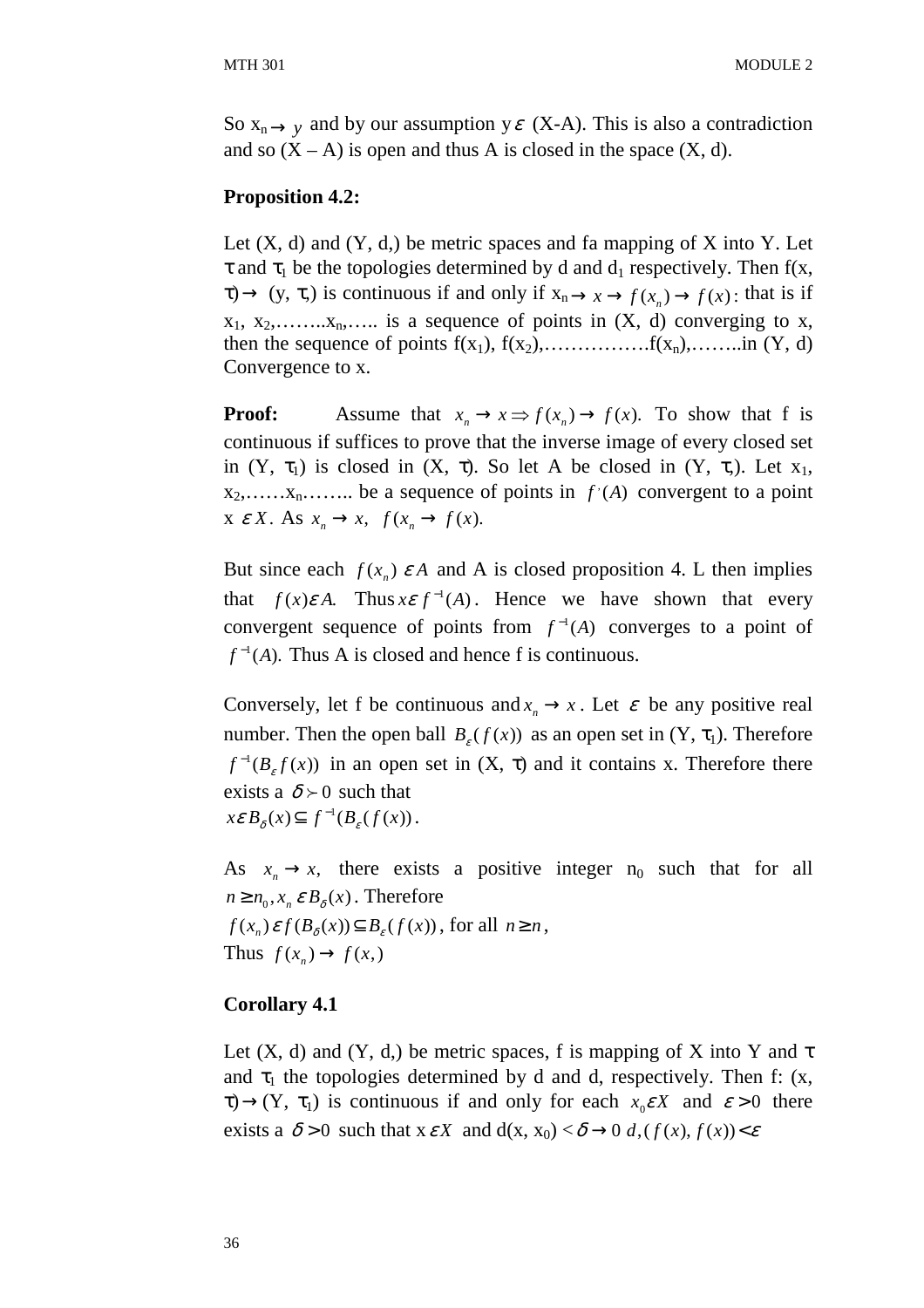So $x_n \to y$ and by our assumption $y \varepsilon$ (X-A). This is also a contradiction and so (X – A) is open and thus A is closed in the space (X, d).

**Proposition 4.2:**

Let (X, d) and (Y, d,) be metric spaces and fa mapping of X into Y. Let $\tau$ and $\tau_1$ be the topologies determined by d and $d_1$ respectively. Then f(x, $\tau$) $\to$ (y, $\tau$,) is continuous if and only if $x_n \to x \to f(x_n) \to f(x)$: that is if $x_1$, $x_2$,……..$x_n$,….. is a sequence of points in (X, d) converging to x, then the sequence of points $f(x_1)$, $f(x_2)$,…………….$f(x_n)$,……..in (Y, d) Convergence to x.

**Proof:** Assume that $x_n \to x \Rightarrow f(x_n) \to f(x)$. To show that f is continuous if suffices to prove that the inverse image of every closed set in (Y, $\tau_1$) is closed in (X, $\tau$). So let A be closed in (Y, $\tau$,). Let $x_1$, $x_2$,……$x_n$…….. be a sequence of points in $f^{\prime}(A)$ convergent to a point $x \, \varepsilon X$. As $x_n \to x,\;\; f(x_n \to f(x).$

But since each $f(x_n) \, \varepsilon A$ and A is closed proposition 4. L then implies that $f(x)\varepsilon A.$ Thus $x \varepsilon f^{-1}(A)$. Hence we have shown that every convergent sequence of points from $f^{-1}(A)$ converges to a point of $f^{-1}(A).$ Thus A is closed and hence f is continuous.

Conversely, let f be continuous and $x_n \to x$. Let $\varepsilon$ be any positive real number. Then the open ball $B_\varepsilon(f(x))$ as an open set in (Y, $\tau_1$). Therefore $f^{-1}(B_\varepsilon f(x))$ in an open set in (X, $\tau$) and it contains x. Therefore there exists a $\delta \succ 0$ such that
$x \varepsilon B_\delta(x) \subseteq f^{-1}(B_\varepsilon(f(x))$.

As $x_n \to x,$ there exists a positive integer $n_0$ such that for all $n \geq n_0, x_n \, \varepsilon B_\delta(x)$. Therefore
$f(x_n) \, \varepsilon f(B_\delta(x)) \subseteq B_\varepsilon(f(x))$, for all $n \geq n$,
Thus $f(x_n) \to f(x,)$

**Corollary 4.1**

Let (X, d) and (Y, d,) be metric spaces, f is mapping of X into Y and $\tau$ and $\tau_1$ the topologies determined by d and d, respectively. Then f: (x, $\tau$)$\to$(Y, $\tau_1$) is continuous if and only for each $x_0 \varepsilon X$ and $\varepsilon > 0$ there exists a $\delta > 0$ such that $x \, \varepsilon X$ and d(x, $x_0$) $< \delta \to 0 \; d,(f(x), f(x)) < \varepsilon$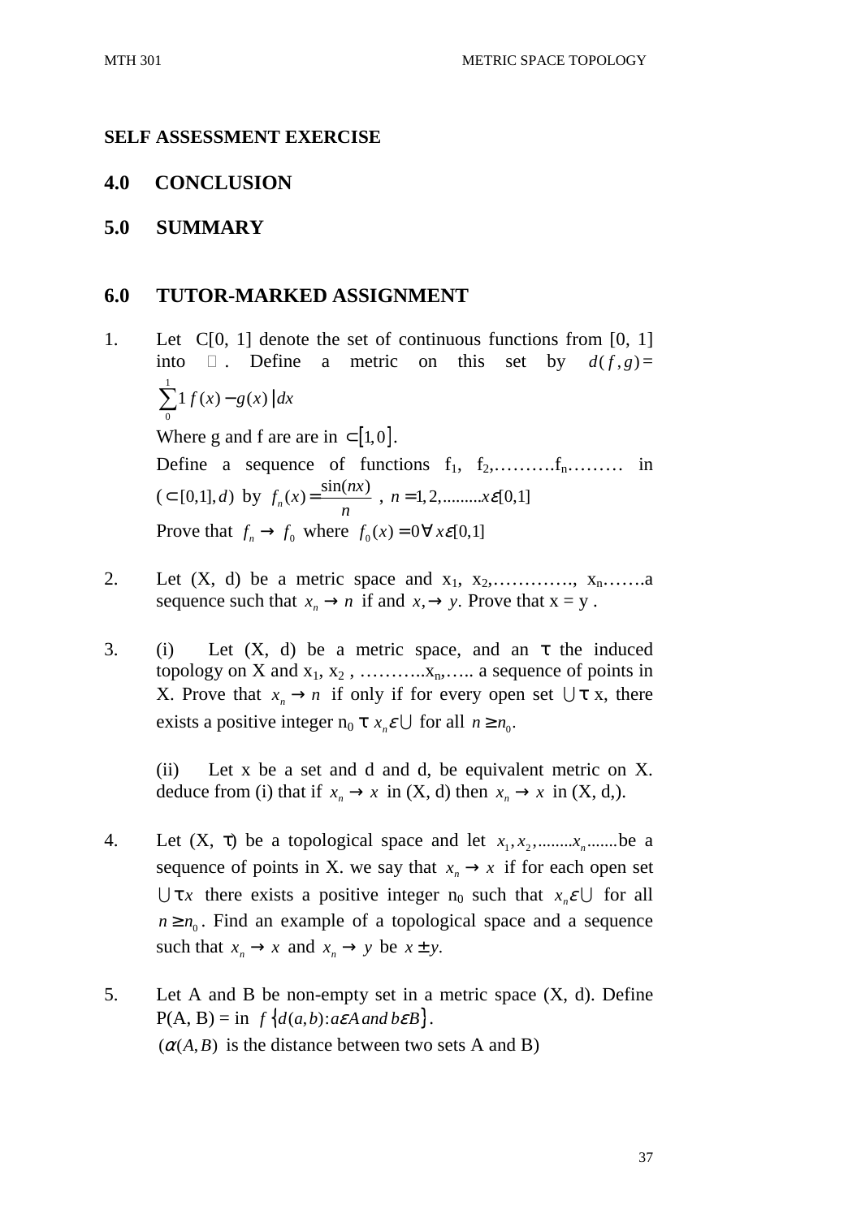**SELF ASSESSMENT EXERCISE**

## 4.0 CONCLUSION

## 5.0 SUMMARY

## 6.0 TUTOR-MARKED ASSIGNMENT

1. Let C[0, 1] denote the set of continuous functions from [0, 1] into ℝ. Define a metric on this set by $d(f,g) = \sum_{0}^{1} 1\, f(x) - g(x)\,|dx$

   Where g and f are are in $\subset[1,0]$.

   Define a sequence of functions $f_1$, $f_2$,……….$f_n$……… in $(\subset[0,1],d)$ by $f_n(x) = \frac{\sin(nx)}{n}$ , $n = 1, 2, .........x\varepsilon[0,1]$

   Prove that $f_n \to f_0$ where $f_0(x) = 0 \forall x\varepsilon[0,1]$

2. Let (X, d) be a metric space and $x_1$, $x_2$,…………., $x_n$…….a sequence such that $x_n \to n$ if and $x, \to y$. Prove that x = y .

3. (i) Let (X, d) be a metric space, and an τ the induced topology on X and $x_1$, $x_2$ , ………..$x_n$,….. a sequence of points in X. Prove that $x_n \to n$ if only if for every open set $\cup \tau$ x, there exists a positive integer $n_0$ τ $x_n \varepsilon \cup$ for all $n \geq n_0$.

   (ii) Let x be a set and d and d, be equivalent metric on X. deduce from (i) that if $x_n \to x$ in (X, d) then $x_n \to x$ in (X, d,).

4. Let (X, τ) be a topological space and let $x_1, x_2, ........x_n.......$be a sequence of points in X. we say that $x_n \to x$ if for each open set $\cup \tau x$ there exists a positive integer $n_0$ such that $x_n \varepsilon \cup$ for all $n \geq n_0$. Find an example of a topological space and a sequence such that $x_n \to x$ and $x_n \to y$ be $x \pm y$.

5. Let A and B be non-empty set in a metric space (X, d). Define P(A, B) = in $f\{d(a,b): a\varepsilon A \; and \; b\varepsilon B\}$.

   $(\alpha(A,B)$ is the distance between two sets A and B)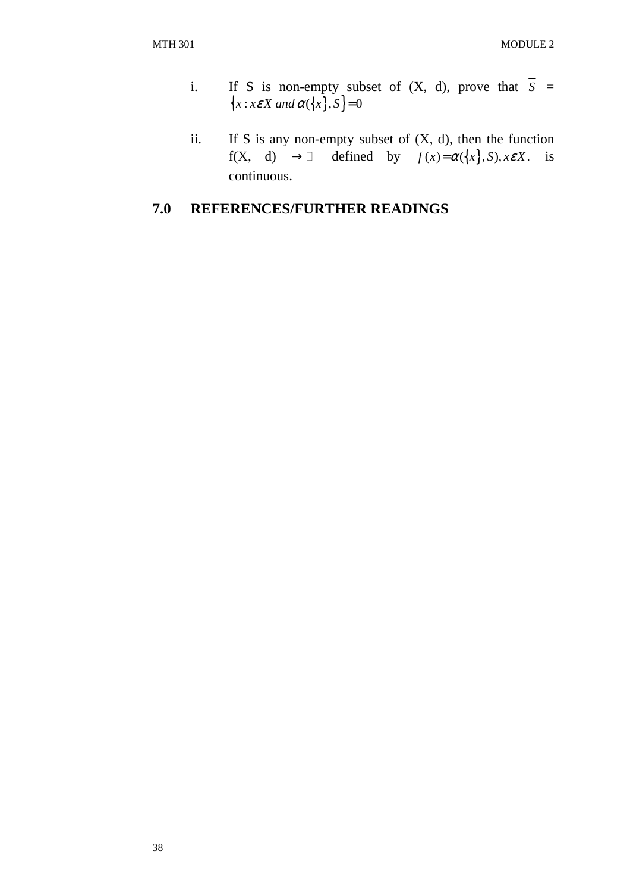i. If S is non-empty subset of (X, d), prove that $\overline{S}$ = $\left\{ x : x \varepsilon X \text{ and } \alpha(\left\{x\right\}, S \right\} = 0$

ii. If S is any non-empty subset of (X, d), then the function f(X, d) $\rightarrow$ ℝ defined by $f(x) = \alpha(\left\{x\right\}, S), x \varepsilon X$. is continuous.

## 7.0 REFERENCES/FURTHER READINGS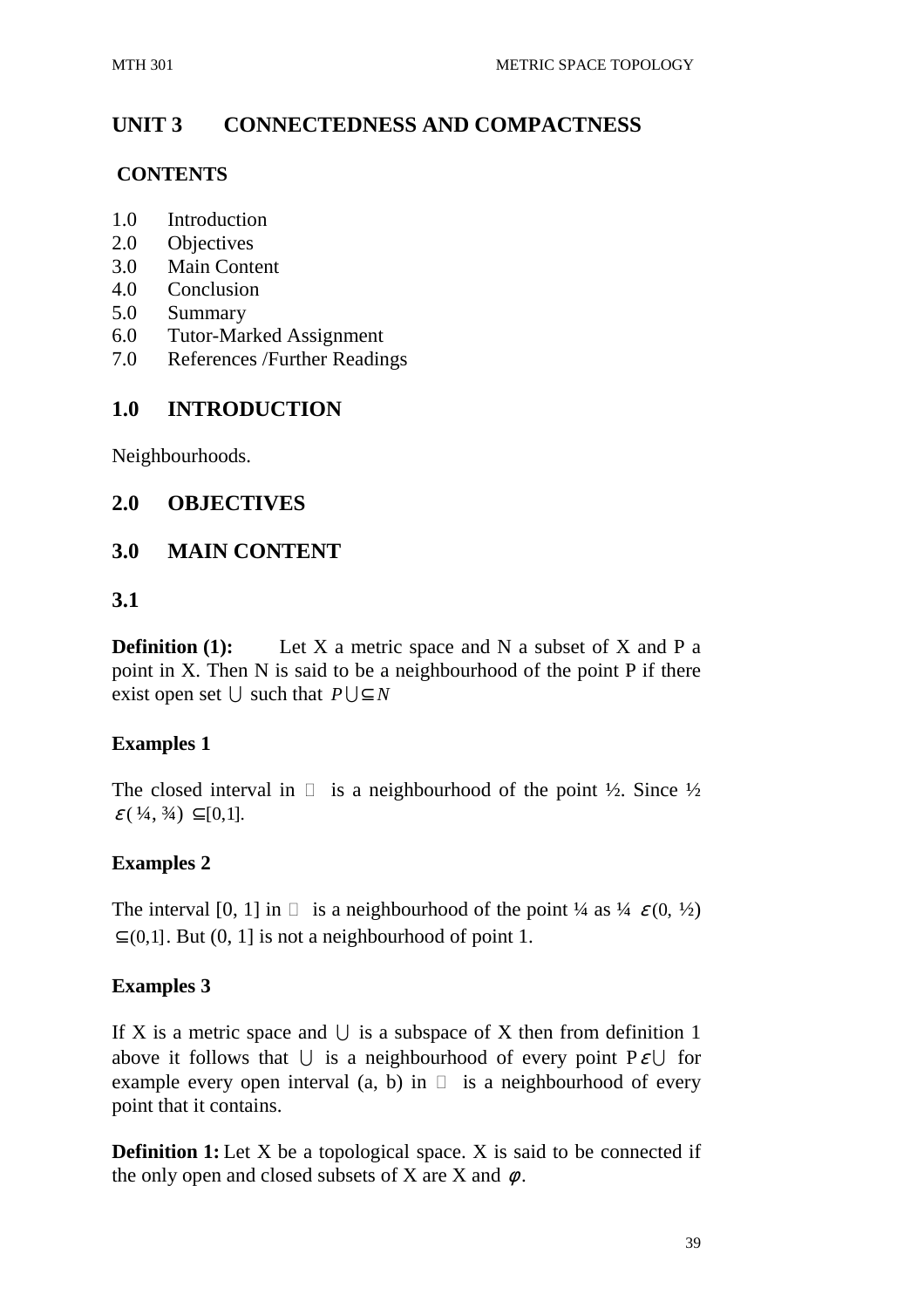# UNIT 3 CONNECTEDNESS AND COMPACTNESS

**CONTENTS**

1.0 Introduction
2.0 Objectives
3.0 Main Content
4.0 Conclusion
5.0 Summary
6.0 Tutor-Marked Assignment
7.0 References /Further Readings

## 1.0 INTRODUCTION

Neighbourhoods.

## 2.0 OBJECTIVES

## 3.0 MAIN CONTENT

### 3.1

**Definition (1):** Let X a metric space and N a subset of X and P a point in X. Then N is said to be a neighbourhood of the point P if there exist open set $\cup$ such that $P \cup \subseteq N$

**Examples 1**

The closed interval in  is a neighbourhood of the point ½. Since ½ $\varepsilon$( ¼, ¾) $\subseteq$[0,1].

**Examples 2**

The interval [0, 1] in  is a neighbourhood of the point ¼ as ¼ $\varepsilon$(0, ½) $\subseteq$(0,1]. But (0, 1] is not a neighbourhood of point 1.

**Examples 3**

If X is a metric space and $\cup$ is a subspace of X then from definition 1 above it follows that $\cup$ is a neighbourhood of every point P$\varepsilon\cup$ for example every open interval (a, b) in  is a neighbourhood of every point that it contains.

**Definition 1:** Let X be a topological space. X is said to be connected if the only open and closed subsets of X are X and $\varphi$.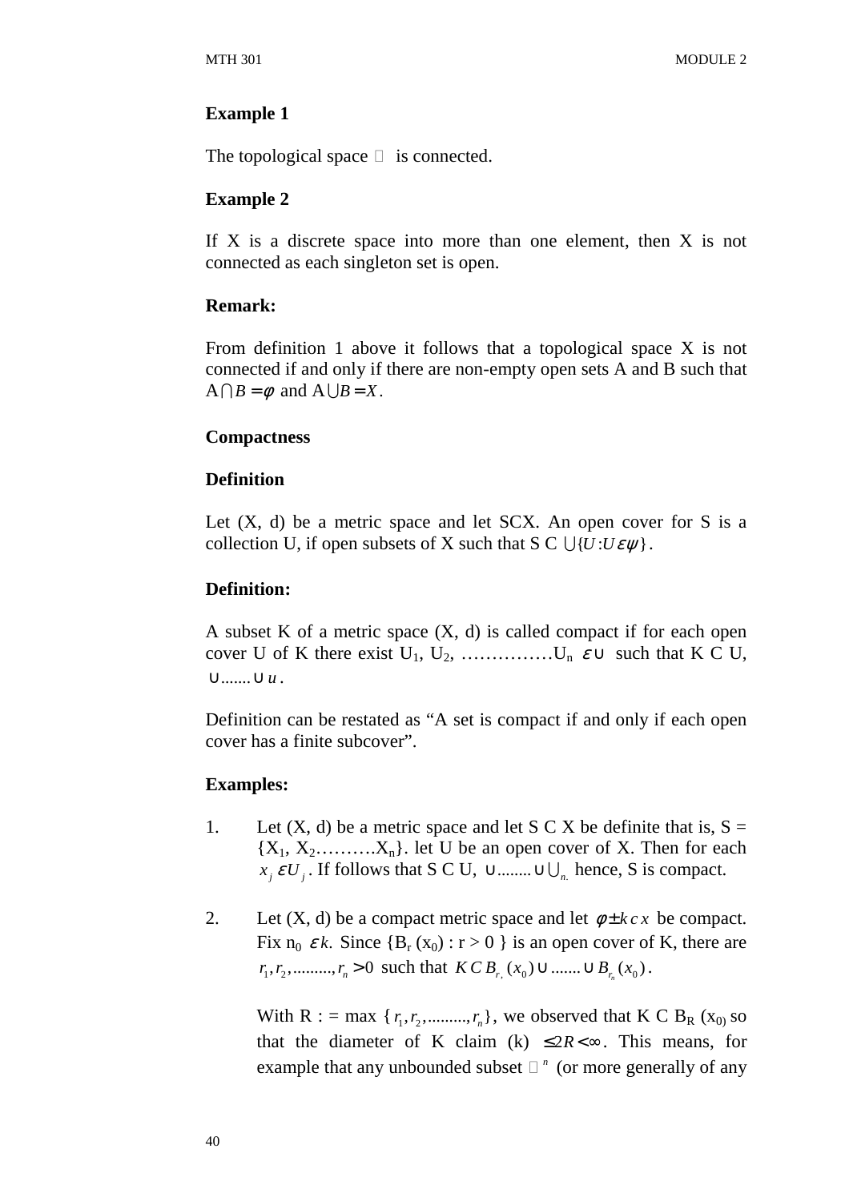**Example 1**

The topological space ℝ is connected.

**Example 2**

If X is a discrete space into more than one element, then X is not connected as each singleton set is open.

**Remark:**

From definition 1 above it follows that a topological space X is not connected if and only if there are non-empty open sets A and B such that $A \cap B = \phi$ and $A \cup B = X$.

**Compactness**

**Definition**

Let (X, d) be a metric space and let SCX. An open cover for S is a collection U, if open subsets of X such that S C $\bigcup\{U : U \varepsilon \psi\}$.

**Definition:**

A subset K of a metric space (X, d) is called compact if for each open cover U of K there exist $U_1$, $U_2$, ……………$U_n$ $\varepsilon \cup$ such that K C U, $\cup \ldots\ldots \cup u$.

Definition can be restated as "A set is compact if and only if each open cover has a finite subcover".

**Examples:**

1. Let (X, d) be a metric space and let S C X be definite that is, S = {$X_1$, $X_2$……….$X_n$}. let U be an open cover of X. Then for each $x_j \, \varepsilon U_j$. If follows that S C U, $\cup \ldots\ldots \cup \bigcup_{n.}$ hence, S is compact.

2. Let (X, d) be a compact metric space and let $\phi \pm k \, c \, x$ be compact. Fix $n_0$ $\varepsilon k$. Since {$B_r$ ($x_0$) : r > 0 } is an open cover of K, there are $r_1, r_2, \ldots\ldots\ldots, r_n > 0$ such that $K \, C \, B_{r_r}(x_0) \cup \ldots\ldots \cup B_{r_n}(x_0)$.

   With R : = max $\{r_1, r_2, \ldots\ldots\ldots, r_n\}$, we observed that K C $B_R$ ($x_0$) so that the diameter of K claim (k) $\leq 2R < \infty$. This means, for example that any unbounded subset $ℝ^n$ (or more generally of any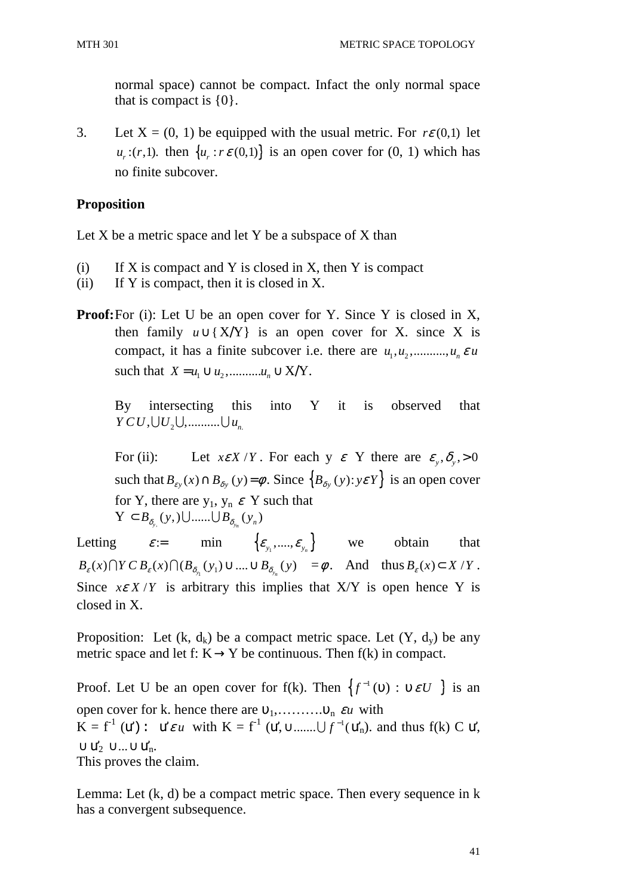normal space) cannot be compact. Infact the only normal space that is compact is {0}.

3. Let X = (0, 1) be equipped with the usual metric. For $r \varepsilon (0,1)$ let $u_r : (r,1)$. then $\{u_r : r \varepsilon (0,1)\}$ is an open cover for (0, 1) which has no finite subcover.

**Proposition**

Let X be a metric space and let Y be a subspace of X than

(i) If X is compact and Y is closed in X, then Y is compact
(ii) If Y is compact, then it is closed in X.

**Proof:** For (i): Let U be an open cover for Y. Since Y is closed in X, then family $u \cup \{X/Y\}$ is an open cover for X. since X is compact, it has a finite subcover i.e. there are $u_1, u_2, \ldots\ldots\ldots, u_n \varepsilon u$ such that $X = u_1 \cup u_2, \ldots\ldots\ldots u_n \cup X/Y$.

By intersecting this into Y it is observed that $Y C U, \cup U_2 \cup, \ldots\ldots\ldots \cup u_n.$

For (ii): Let $x \varepsilon X / Y$. For each y $\varepsilon$ Y there are $\varepsilon_y, \delta_y, > 0$ such that $B_{\varepsilon y}(x) \cap B_{\delta y}(y) = \phi$. Since $\{B_{\delta y}(y) : y \varepsilon Y\}$ is an open cover for Y, there are $y_1, y_n$ $\varepsilon$ Y such that
$Y \subset B_{\delta_{y_1}}(y_1) \cup \ldots\ldots \cup B_{\delta_{y_n}}(y_n)$

Letting $\varepsilon := \min \{\varepsilon_{y_1}, \ldots., \varepsilon_{y_n}\}$ we obtain that $B_\varepsilon(x) \cap Y C B_\varepsilon(x) \cap (B_{\delta_{y_1}}(y_1) \cup \ldots. \cup B_{\delta_{y_n}}(y) = \phi$. And thus $B_\varepsilon(x) \subset X / Y$. Since $x \varepsilon X / Y$ is arbitrary this implies that X/Y is open hence Y is closed in X.

Proposition: Let $(k, d_k)$ be a compact metric space. Let $(Y, d_y)$ be any metric space and let f: K→ Y be continuous. Then f(k) in compact.

Proof. Let U be an open cover for f(k). Then $\{f^{-1}(\upsilon) : \upsilon \varepsilon U\}$ is an open cover for k. hence there are $\upsilon_1, \ldots\ldots\ldots \upsilon_n$ $\varepsilon u$ with
$K = f^{-1}(u') : u' \varepsilon u$ with $K = f^{-1}(u', \cup \ldots\ldots \cup f^{-1}(u'_n)$. and thus f(k) C $u'$, $\cup u'_2 \cup \ldots \cup u'_n$.
This proves the claim.

Lemma: Let (k, d) be a compact metric space. Then every sequence in k has a convergent subsequence.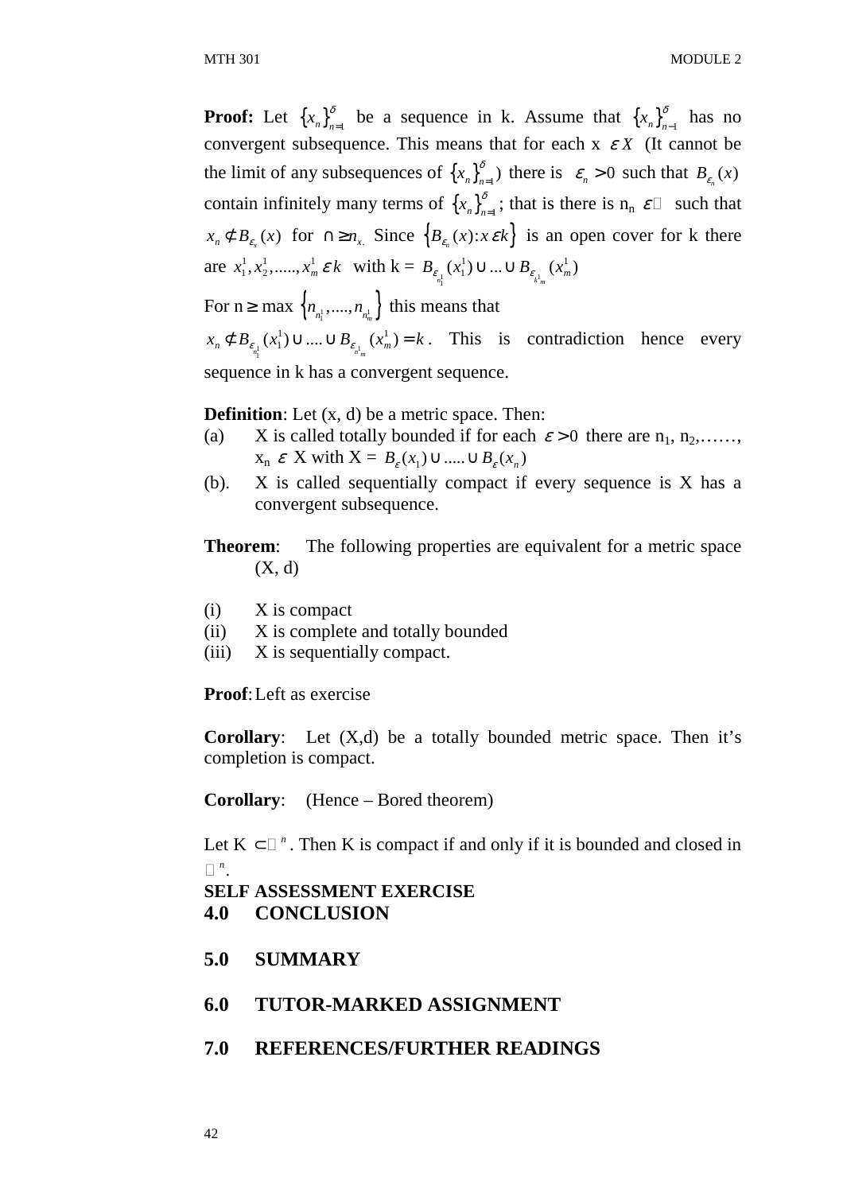**Proof:** Let $\{x_n\}_{n=1}^{\delta}$ be a sequence in k. Assume that $\{x_n\}_{n=1}^{\delta}$ has no convergent subsequence. This means that for each x $\varepsilon X$ (It cannot be the limit of any subsequences of $\{x_n\}_{n=1}^{\delta}$) there is $\varepsilon_n > 0$ such that $B_{\varepsilon_n}(x)$ contain infinitely many terms of $\{x_n\}_{n=1}^{\delta}$; that is there is $n_n$ $\varepsilon$ such that $x_n \not\subset B_{\varepsilon_x}(x)$ for $\cap \geq n_{x.}$ Since $\{B_{\varepsilon_n}(x) : x \varepsilon k\}$ is an open cover for k there are $x_1^1, x_2^1, \ldots\ldots, x_m^1 \varepsilon k$ with k = $B_{\varepsilon_{n_1^1}}(x_1^1) \cup \ldots \cup B_{\varepsilon_{k^1 m}}(x_m^1)$

For n ≥ max $\{n_{n_1^1}, \ldots, n_{n_m^1}\}$ this means that

$x_n \not\subset B_{\varepsilon_{n_1^1}}(x_1^1) \cup \ldots \cup B_{\varepsilon_{n^1 m}}(x_m^1) = k$. This is contradiction hence every sequence in k has a convergent sequence.

**Definition**: Let (x, d) be a metric space. Then:

(a) X is called totally bounded if for each $\varepsilon > 0$ there are $n_1, n_2, \ldots\ldots, x_n$ $\varepsilon$ X with X = $B_\varepsilon(x_1) \cup \ldots\ldots \cup B_\varepsilon(x_n)$

(b). X is called sequentially compact if every sequence is X has a convergent subsequence.

**Theorem**: The following properties are equivalent for a metric space (X, d)

(i) X is compact
(ii) X is complete and totally bounded
(iii) X is sequentially compact.

**Proof**: Left as exercise

**Corollary**: Let (X,d) be a totally bounded metric space. Then it's completion is compact.

**Corollary**: (Hence – Bored theorem)

Let K $\subset \mathbb{R}^n$. Then K is compact if and only if it is bounded and closed in $\mathbb{R}^n$.

**SELF ASSESSMENT EXERCISE**

## 4.0 CONCLUSION

## 5.0 SUMMARY

## 6.0 TUTOR-MARKED ASSIGNMENT

## 7.0 REFERENCES/FURTHER READINGS